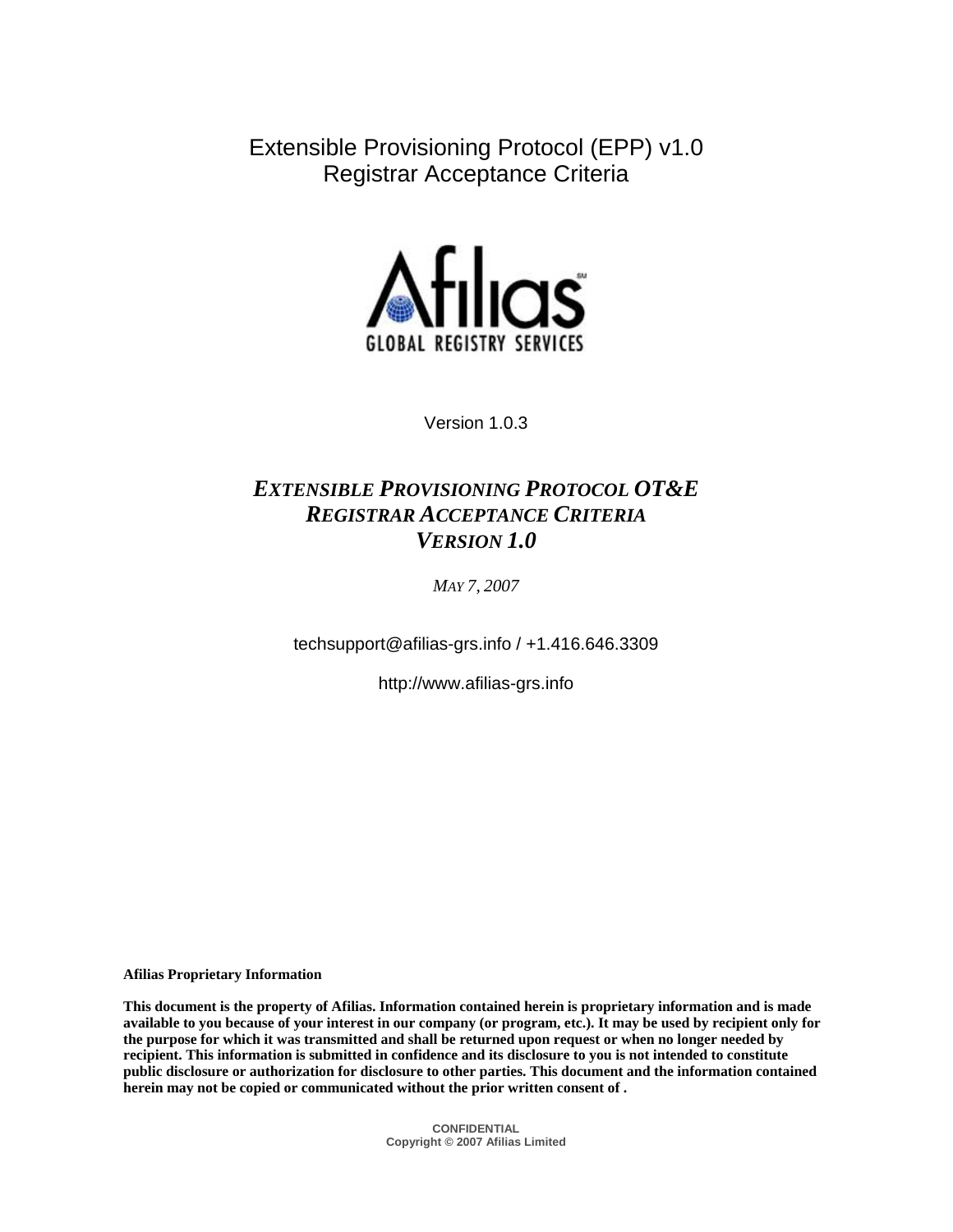# Extensible Provisioning Protocol (EPP) v1.0
# Registrar Acceptance Criteria

Afilias

GLOBAL REGISTRY SERVICES

Version 1.0.3

## *EXTENSIBLE PROVISIONING PROTOCOL OT&E REGISTRAR ACCEPTANCE CRITERIA VERSION 1.0*

*MAY 7, 2007*

techsupport@afilias-grs.info / +1.416.646.3309

http://www.afilias-grs.info

**Afilias Proprietary Information**

**This document is the property of Afilias. Information contained herein is proprietary information and is made available to you because of your interest in our company (or program, etc.). It may be used by recipient only for the purpose for which it was transmitted and shall be returned upon request or when no longer needed by recipient. This information is submitted in confidence and its disclosure to you is not intended to constitute public disclosure or authorization for disclosure to other parties. This document and the information contained herein may not be copied or communicated without the prior written consent of .**

**CONFIDENTIAL**
**Copyright © 2007 Afilias Limited**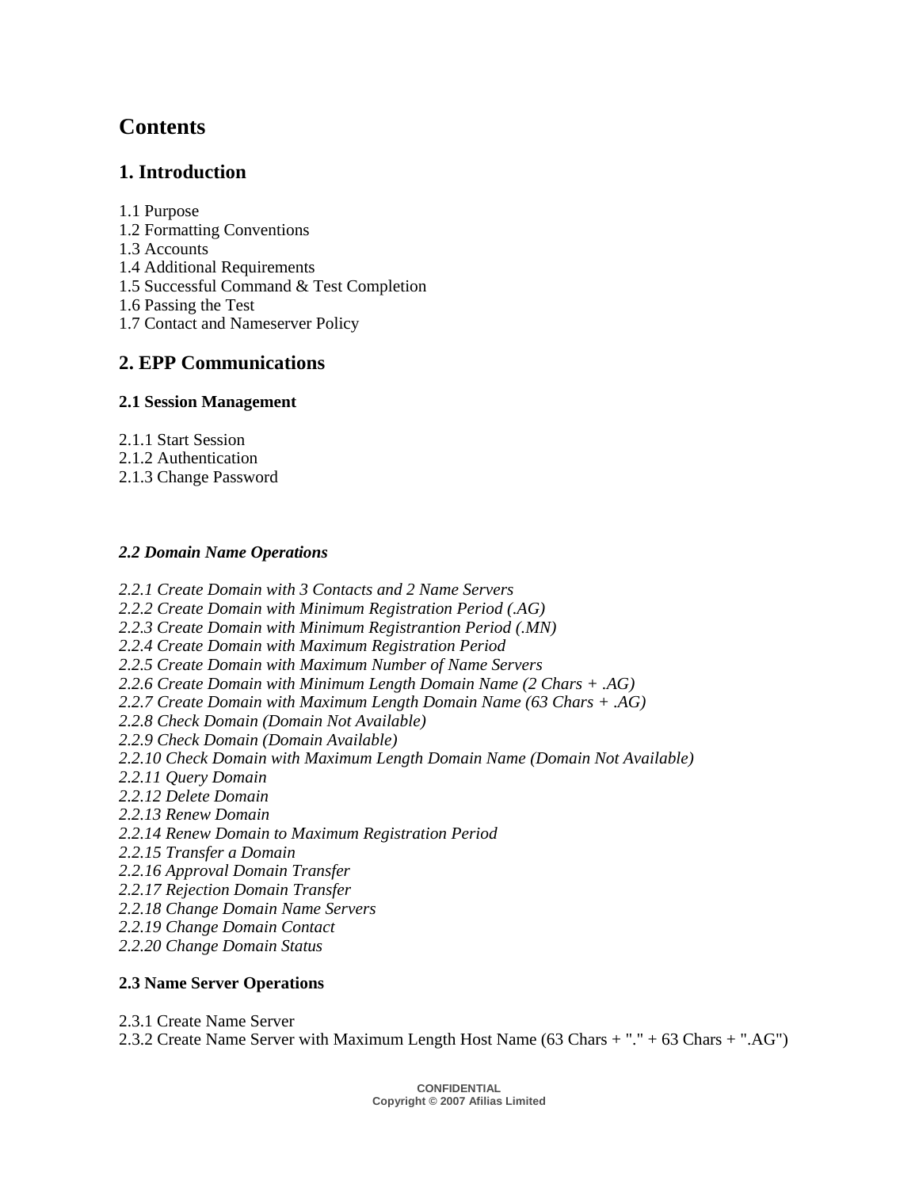# Contents

## 1. Introduction

1.1 Purpose
1.2 Formatting Conventions
1.3 Accounts
1.4 Additional Requirements
1.5 Successful Command & Test Completion
1.6 Passing the Test
1.7 Contact and Nameserver Policy

## 2. EPP Communications

### 2.1 Session Management

2.1.1 Start Session
2.1.2 Authentication
2.1.3 Change Password

### *2.2 Domain Name Operations*

*2.2.1 Create Domain with 3 Contacts and 2 Name Servers*
*2.2.2 Create Domain with Minimum Registration Period (.AG)*
*2.2.3 Create Domain with Minimum Registrantion Period (.MN)*
*2.2.4 Create Domain with Maximum Registration Period*
*2.2.5 Create Domain with Maximum Number of Name Servers*
*2.2.6 Create Domain with Minimum Length Domain Name (2 Chars + .AG)*
*2.2.7 Create Domain with Maximum Length Domain Name (63 Chars + .AG)*
*2.2.8 Check Domain (Domain Not Available)*
*2.2.9 Check Domain (Domain Available)*
*2.2.10 Check Domain with Maximum Length Domain Name (Domain Not Available)*
*2.2.11 Query Domain*
*2.2.12 Delete Domain*
*2.2.13 Renew Domain*
*2.2.14 Renew Domain to Maximum Registration Period*
*2.2.15 Transfer a Domain*
*2.2.16 Approval Domain Transfer*
*2.2.17 Rejection Domain Transfer*
*2.2.18 Change Domain Name Servers*
*2.2.19 Change Domain Contact*
*2.2.20 Change Domain Status*

### 2.3 Name Server Operations

2.3.1 Create Name Server
2.3.2 Create Name Server with Maximum Length Host Name (63 Chars + "." + 63 Chars + ".AG")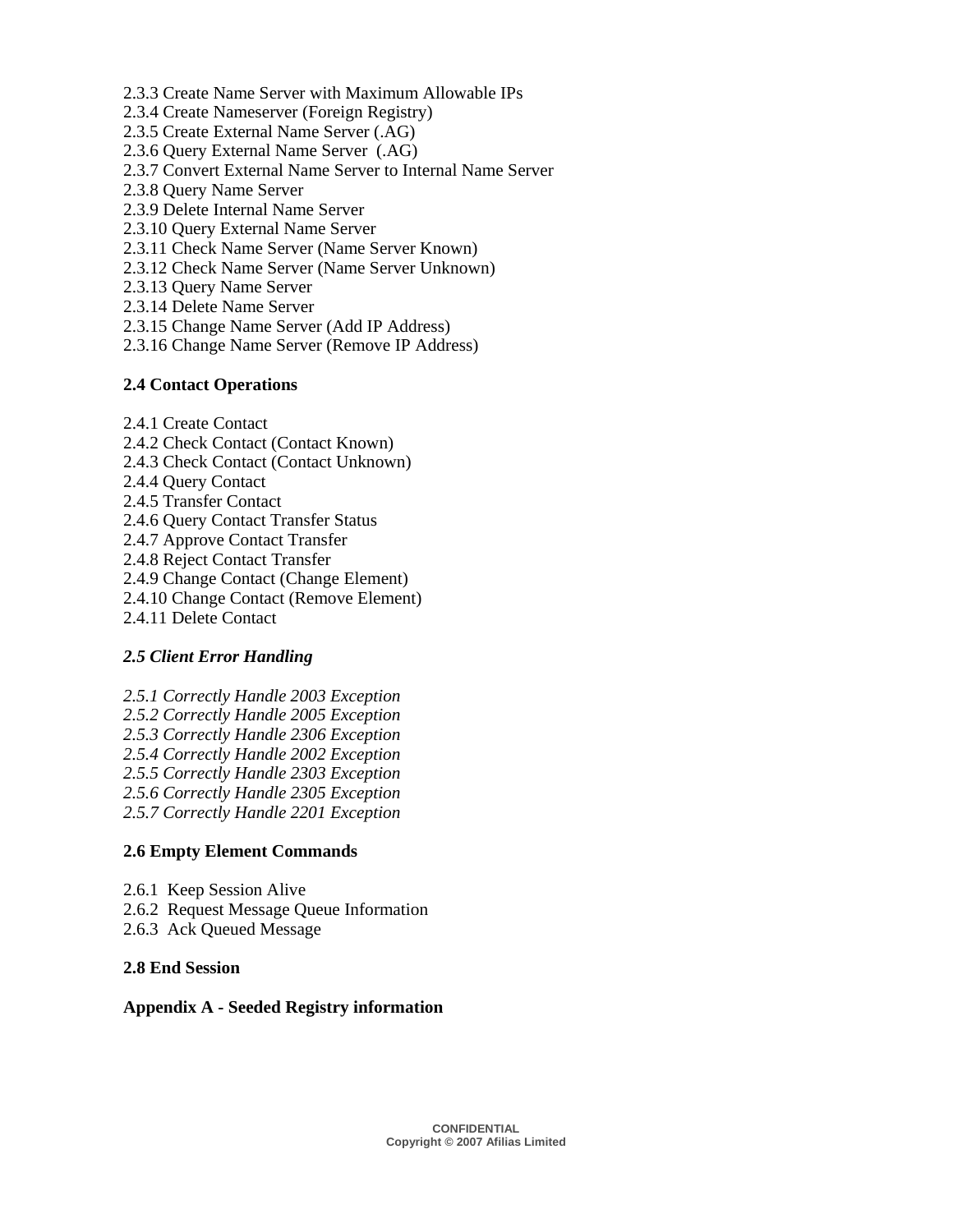2.3.3 Create Name Server with Maximum Allowable IPs
2.3.4 Create Nameserver (Foreign Registry)
2.3.5 Create External Name Server (.AG)
2.3.6 Query External Name Server (.AG)
2.3.7 Convert External Name Server to Internal Name Server
2.3.8 Query Name Server
2.3.9 Delete Internal Name Server
2.3.10 Query External Name Server
2.3.11 Check Name Server (Name Server Known)
2.3.12 Check Name Server (Name Server Unknown)
2.3.13 Query Name Server
2.3.14 Delete Name Server
2.3.15 Change Name Server (Add IP Address)
2.3.16 Change Name Server (Remove IP Address)

**2.4 Contact Operations**

2.4.1 Create Contact
2.4.2 Check Contact (Contact Known)
2.4.3 Check Contact (Contact Unknown)
2.4.4 Query Contact
2.4.5 Transfer Contact
2.4.6 Query Contact Transfer Status
2.4.7 Approve Contact Transfer
2.4.8 Reject Contact Transfer
2.4.9 Change Contact (Change Element)
2.4.10 Change Contact (Remove Element)
2.4.11 Delete Contact

***2.5 Client Error Handling***

*2.5.1 Correctly Handle 2003 Exception*
*2.5.2 Correctly Handle 2005 Exception*
*2.5.3 Correctly Handle 2306 Exception*
*2.5.4 Correctly Handle 2002 Exception*
*2.5.5 Correctly Handle 2303 Exception*
*2.5.6 Correctly Handle 2305 Exception*
*2.5.7 Correctly Handle 2201 Exception*

**2.6 Empty Element Commands**

2.6.1 Keep Session Alive
2.6.2 Request Message Queue Information
2.6.3 Ack Queued Message

**2.8 End Session**

**Appendix A - Seeded Registry information**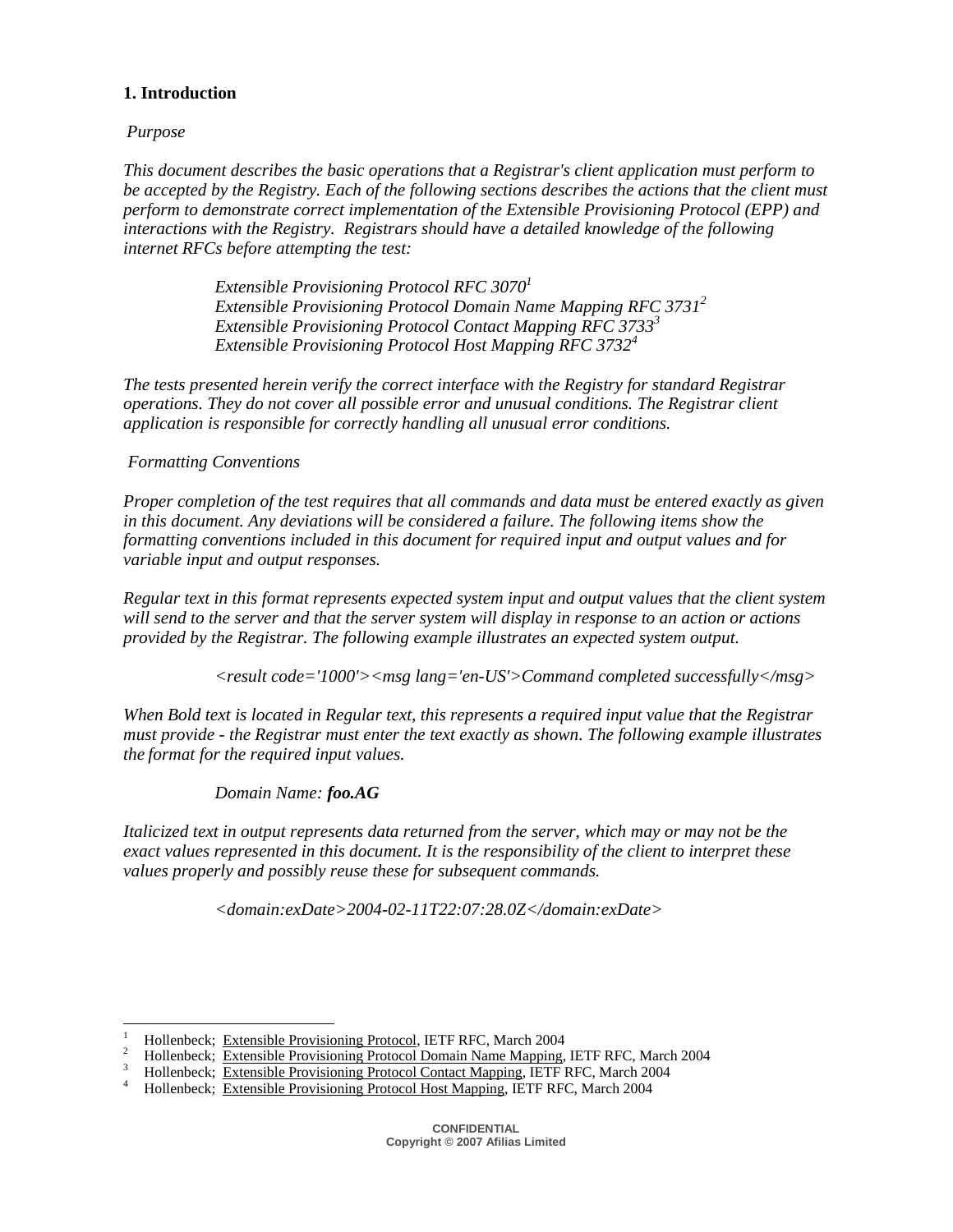# 1. Introduction

*Purpose*

*This document describes the basic operations that a Registrar's client application must perform to be accepted by the Registry. Each of the following sections describes the actions that the client must perform to demonstrate correct implementation of the Extensible Provisioning Protocol (EPP) and interactions with the Registry. Registrars should have a detailed knowledge of the following internet RFCs before attempting the test:*

> *Extensible Provisioning Protocol RFC 3070*[1]
> *Extensible Provisioning Protocol Domain Name Mapping RFC 3731*[2]
> *Extensible Provisioning Protocol Contact Mapping RFC 3733*[3]
> *Extensible Provisioning Protocol Host Mapping RFC 3732*[4]

*The tests presented herein verify the correct interface with the Registry for standard Registrar operations. They do not cover all possible error and unusual conditions. The Registrar client application is responsible for correctly handling all unusual error conditions.*

*Formatting Conventions*

*Proper completion of the test requires that all commands and data must be entered exactly as given in this document. Any deviations will be considered a failure. The following items show the formatting conventions included in this document for required input and output values and for variable input and output responses.*

*Regular text in this format represents expected system input and output values that the client system will send to the server and that the server system will display in response to an action or actions provided by the Registrar. The following example illustrates an expected system output.*

> *<result code='1000'><msg lang='en-US'>Command completed successfully</msg>*

*When Bold text is located in Regular text, this represents a required input value that the Registrar must provide - the Registrar must enter the text exactly as shown. The following example illustrates the format for the required input values.*

> *Domain Name:* ***foo.AG***

*Italicized text in output represents data returned from the server, which may or may not be the exact values represented in this document. It is the responsibility of the client to interpret these values properly and possibly reuse these for subsequent commands.*

> *<domain:exDate>2004-02-11T22:07:28.0Z</domain:exDate>*

---

[1] Hollenbeck; Extensible Provisioning Protocol, IETF RFC, March 2004
[2] Hollenbeck; Extensible Provisioning Protocol Domain Name Mapping, IETF RFC, March 2004
[3] Hollenbeck; Extensible Provisioning Protocol Contact Mapping, IETF RFC, March 2004
[4] Hollenbeck; Extensible Provisioning Protocol Host Mapping, IETF RFC, March 2004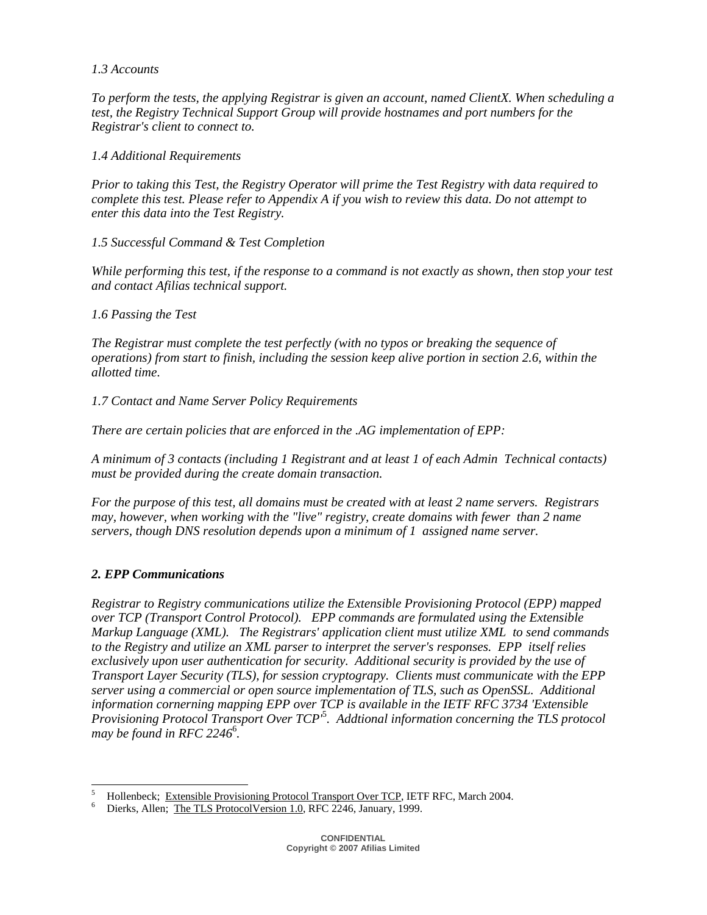*1.3 Accounts*

*To perform the tests, the applying Registrar is given an account, named ClientX. When scheduling a test, the Registry Technical Support Group will provide hostnames and port numbers for the Registrar's client to connect to.*

*1.4 Additional Requirements*

*Prior to taking this Test, the Registry Operator will prime the Test Registry with data required to complete this test. Please refer to Appendix A if you wish to review this data. Do not attempt to enter this data into the Test Registry.*

*1.5 Successful Command & Test Completion*

*While performing this test, if the response to a command is not exactly as shown, then stop your test and contact Afilias technical support.*

*1.6 Passing the Test*

*The Registrar must complete the test perfectly (with no typos or breaking the sequence of operations) from start to finish, including the session keep alive portion in section 2.6, within the allotted time.*

*1.7 Contact and Name Server Policy Requirements*

*There are certain policies that are enforced in the .AG implementation of EPP:*

*A minimum of 3 contacts (including 1 Registrant and at least 1 of each Admin Technical contacts) must be provided during the create domain transaction.*

*For the purpose of this test, all domains must be created with at least 2 name servers. Registrars may, however, when working with the "live" registry, create domains with fewer than 2 name servers, though DNS resolution depends upon a minimum of 1 assigned name server.*

## *2. EPP Communications*

*Registrar to Registry communications utilize the Extensible Provisioning Protocol (EPP) mapped over TCP (Transport Control Protocol). EPP commands are formulated using the Extensible Markup Language (XML). The Registrars' application client must utilize XML to send commands to the Registry and utilize an XML parser to interpret the server's responses. EPP itself relies exclusively upon user authentication for security. Additional security is provided by the use of Transport Layer Security (TLS), for session cryptograpy. Clients must communicate with the EPP server using a commercial or open source implementation of TLS, such as OpenSSL. Additional information cornerning mapping EPP over TCP is available in the IETF RFC 3734 'Extensible Provisioning Protocol Transport Over TCP'[5]. Addtional information concerning the TLS protocol may be found in RFC 2246[6].*

---

[5] Hollenbeck; Extensible Provisioning Protocol Transport Over TCP, IETF RFC, March 2004.

[6] Dierks, Allen; The TLS ProtocolVersion 1.0, RFC 2246, January, 1999.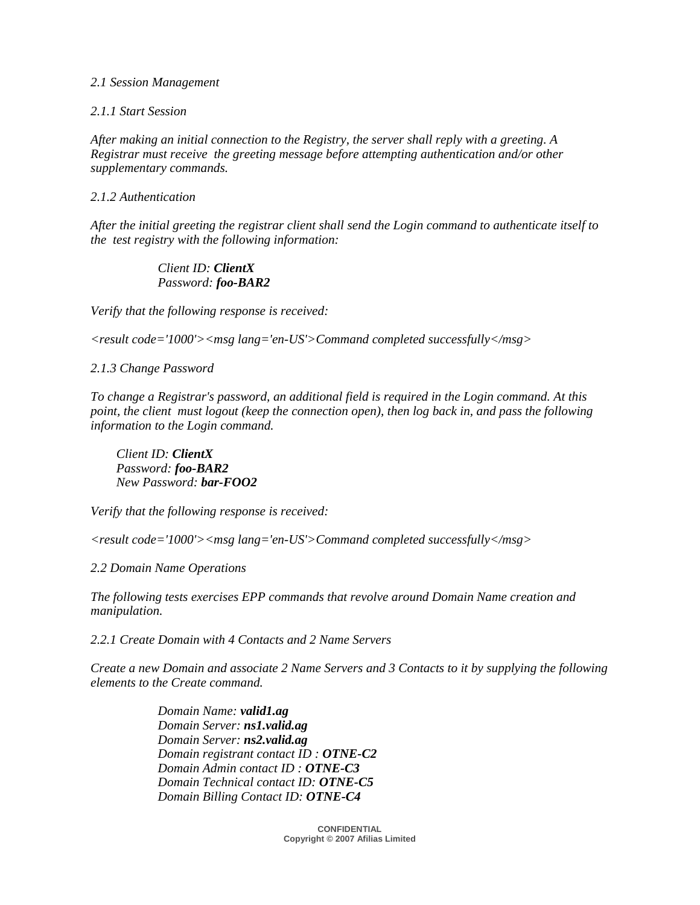*2.1 Session Management*

*2.1.1 Start Session*

*After making an initial connection to the Registry, the server shall reply with a greeting. A Registrar must receive the greeting message before attempting authentication and/or other supplementary commands.*

*2.1.2 Authentication*

*After the initial greeting the registrar client shall send the Login command to authenticate itself to the test registry with the following information:*

> *Client ID:* ***ClientX***
> *Password:* ***foo-BAR2***

*Verify that the following response is received:*

*<result code='1000'><msg lang='en-US'>Command completed successfully</msg>*

*2.1.3 Change Password*

*To change a Registrar's password, an additional field is required in the Login command. At this point, the client must logout (keep the connection open), then log back in, and pass the following information to the Login command.*

> *Client ID:* ***ClientX***
> *Password:* ***foo-BAR2***
> *New Password:* ***bar-FOO2***

*Verify that the following response is received:*

*<result code='1000'><msg lang='en-US'>Command completed successfully</msg>*

*2.2 Domain Name Operations*

*The following tests exercises EPP commands that revolve around Domain Name creation and manipulation.*

*2.2.1 Create Domain with 4 Contacts and 2 Name Servers*

*Create a new Domain and associate 2 Name Servers and 3 Contacts to it by supplying the following elements to the Create command.*

> *Domain Name:* ***valid1.ag***
> *Domain Server:* ***ns1.valid.ag***
> *Domain Server:* ***ns2.valid.ag***
> *Domain registrant contact ID :* ***OTNE-C2***
> *Domain Admin contact ID :* ***OTNE-C3***
> *Domain Technical contact ID:* ***OTNE-C5***
> *Domain Billing Contact ID:* ***OTNE-C4***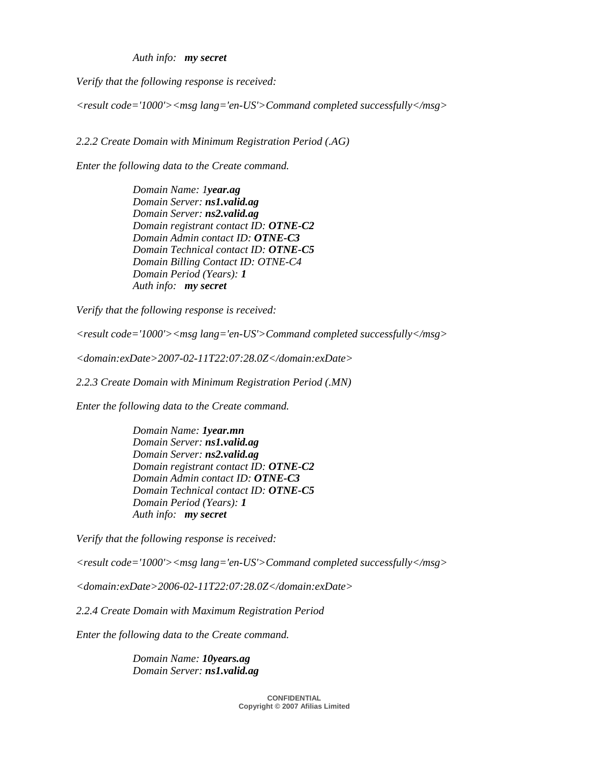*Auth info:* ***my secret***

*Verify that the following response is received:*

*<result code='1000'><msg lang='en-US'>Command completed successfully</msg>*

*2.2.2 Create Domain with Minimum Registration Period (.AG)*

*Enter the following data to the Create command.*

*Domain Name: 1**year.ag***
*Domain Server:* ***ns1.valid.ag***
*Domain Server:* ***ns2.valid.ag***
*Domain registrant contact ID:* ***OTNE-C2***
*Domain Admin contact ID:* ***OTNE-C3***
*Domain Technical contact ID:* ***OTNE-C5***
*Domain Billing Contact ID: OTNE-C4*
*Domain Period (Years):* ***1***
*Auth info:* ***my secret***

*Verify that the following response is received:*

*<result code='1000'><msg lang='en-US'>Command completed successfully</msg>*

*<domain:exDate>2007-02-11T22:07:28.0Z</domain:exDate>*

*2.2.3 Create Domain with Minimum Registration Period (.MN)*

*Enter the following data to the Create command.*

*Domain Name:* ***1year.mn***
*Domain Server:* ***ns1.valid.ag***
*Domain Server:* ***ns2.valid.ag***
*Domain registrant contact ID:* ***OTNE-C2***
*Domain Admin contact ID:* ***OTNE-C3***
*Domain Technical contact ID:* ***OTNE-C5***
*Domain Period (Years):* ***1***
*Auth info:* ***my secret***

*Verify that the following response is received:*

*<result code='1000'><msg lang='en-US'>Command completed successfully</msg>*

*<domain:exDate>2006-02-11T22:07:28.0Z</domain:exDate>*

*2.2.4 Create Domain with Maximum Registration Period*

*Enter the following data to the Create command.*

*Domain Name:* ***10years.ag***
*Domain Server:* ***ns1.valid.ag***

**CONFIDENTIAL**
**Copyright © 2007 Afilias Limited**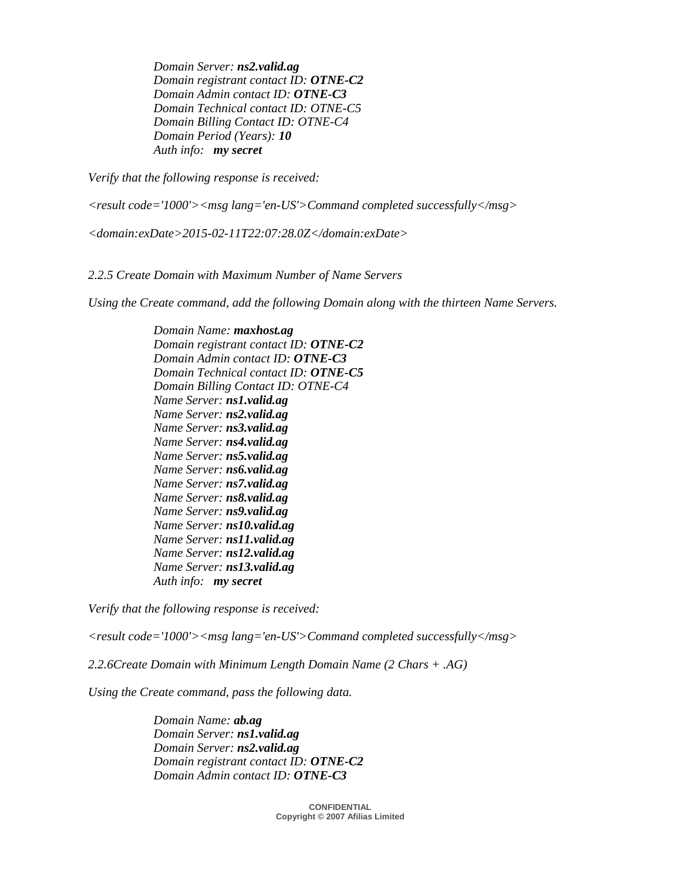*Domain Server: **ns2.valid.ag***
*Domain registrant contact ID: **OTNE-C2***
*Domain Admin contact ID: **OTNE-C3***
*Domain Technical contact ID: OTNE-C5*
*Domain Billing Contact ID: OTNE-C4*
*Domain Period (Years): **10***
*Auth info: **my secret***

*Verify that the following response is received:*

*<result code='1000'><msg lang='en-US'>Command completed successfully</msg>*

*<domain:exDate>2015-02-11T22:07:28.0Z</domain:exDate>*

*2.2.5 Create Domain with Maximum Number of Name Servers*

*Using the Create command, add the following Domain along with the thirteen Name Servers.*

*Domain Name: **maxhost.ag***
*Domain registrant contact ID: **OTNE-C2***
*Domain Admin contact ID: **OTNE-C3***
*Domain Technical contact ID: **OTNE-C5***
*Domain Billing Contact ID: OTNE-C4*
*Name Server: **ns1.valid.ag***
*Name Server: **ns2.valid.ag***
*Name Server: **ns3.valid.ag***
*Name Server: **ns4.valid.ag***
*Name Server: **ns5.valid.ag***
*Name Server: **ns6.valid.ag***
*Name Server: **ns7.valid.ag***
*Name Server: **ns8.valid.ag***
*Name Server: **ns9.valid.ag***
*Name Server: **ns10.valid.ag***
*Name Server: **ns11.valid.ag***
*Name Server: **ns12.valid.ag***
*Name Server: **ns13.valid.ag***
*Auth info: **my secret***

*Verify that the following response is received:*

*<result code='1000'><msg lang='en-US'>Command completed successfully</msg>*

*2.2.6Create Domain with Minimum Length Domain Name (2 Chars + .AG)*

*Using the Create command, pass the following data.*

*Domain Name: **ab.ag***
*Domain Server: **ns1.valid.ag***
*Domain Server: **ns2.valid.ag***
*Domain registrant contact ID: **OTNE-C2***
*Domain Admin contact ID: **OTNE-C3***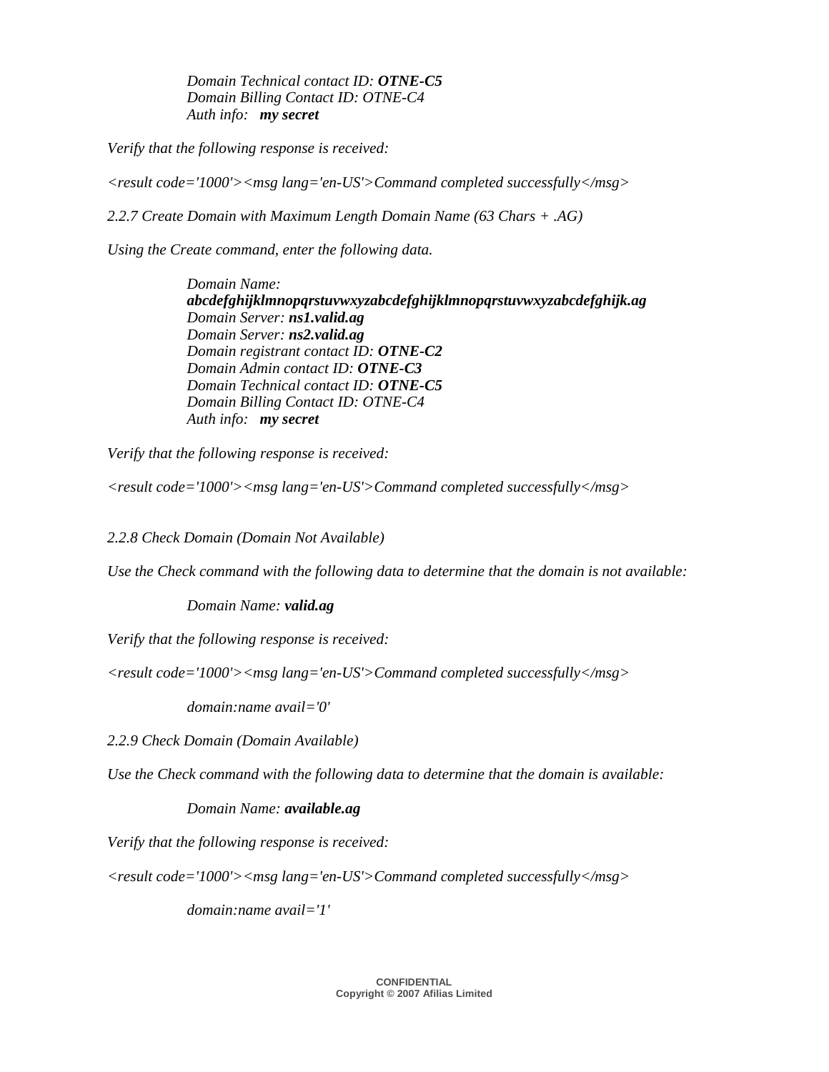*Domain Technical contact ID:* ***OTNE-C5***
*Domain Billing Contact ID: OTNE-C4*
*Auth info:* ***my secret***

*Verify that the following response is received:*

*<result code='1000'><msg lang='en-US'>Command completed successfully</msg>*

*2.2.7 Create Domain with Maximum Length Domain Name (63 Chars + .AG)*

*Using the Create command, enter the following data.*

*Domain Name:*
***abcdefghijklmnopqrstuvwxyzabcdefghijklmnopqrstuvwxyzabcdefghijk.ag***
*Domain Server:* ***ns1.valid.ag***
*Domain Server:* ***ns2.valid.ag***
*Domain registrant contact ID:* ***OTNE-C2***
*Domain Admin contact ID:* ***OTNE-C3***
*Domain Technical contact ID:* ***OTNE-C5***
*Domain Billing Contact ID: OTNE-C4*
*Auth info:* ***my secret***

*Verify that the following response is received:*

*<result code='1000'><msg lang='en-US'>Command completed successfully</msg>*

*2.2.8 Check Domain (Domain Not Available)*

*Use the Check command with the following data to determine that the domain is not available:*

*Domain Name:* ***valid.ag***

*Verify that the following response is received:*

*<result code='1000'><msg lang='en-US'>Command completed successfully</msg>*

*domain:name avail='0'*

*2.2.9 Check Domain (Domain Available)*

*Use the Check command with the following data to determine that the domain is available:*

*Domain Name:* ***available.ag***

*Verify that the following response is received:*

*<result code='1000'><msg lang='en-US'>Command completed successfully</msg>*

*domain:name avail='1'*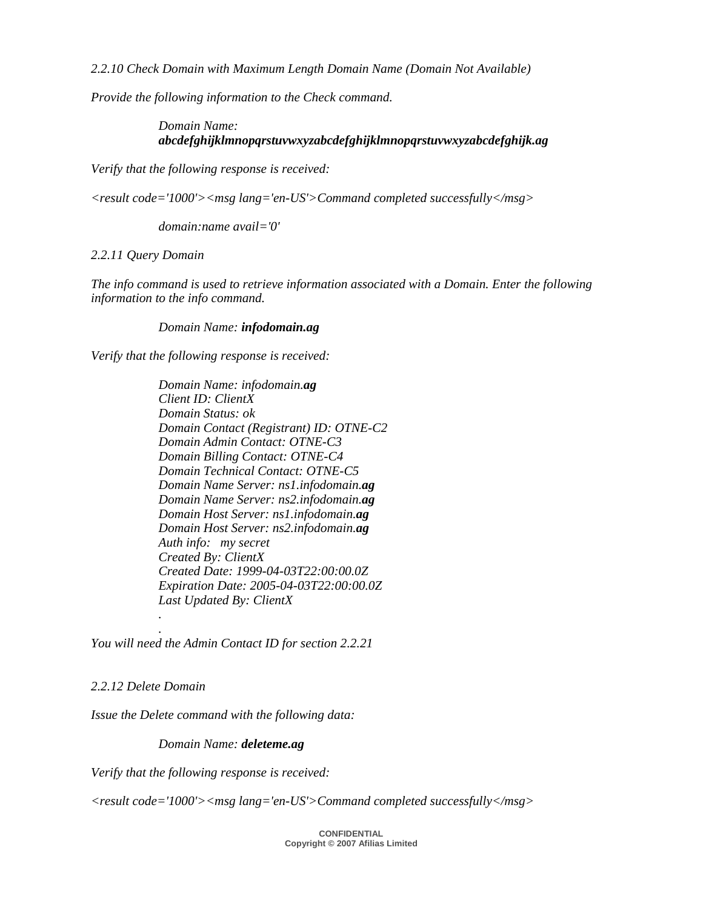*2.2.10 Check Domain with Maximum Length Domain Name (Domain Not Available)*

*Provide the following information to the Check command.*

> *Domain Name:*
> ***abcdefghijklmnopqrstuvwxyzabcdefghijklmnopqrstuvwxyzabcdefghijk.ag***

*Verify that the following response is received:*

*<result code='1000'><msg lang='en-US'>Command completed successfully</msg>*

> *domain:name avail='0'*

*2.2.11 Query Domain*

*The info command is used to retrieve information associated with a Domain. Enter the following information to the info command.*

> *Domain Name:* ***infodomain.ag***

*Verify that the following response is received:*

> *Domain Name: infodomain.**ag***
> *Client ID: ClientX*
> *Domain Status: ok*
> *Domain Contact (Registrant) ID: OTNE-C2*
> *Domain Admin Contact: OTNE-C3*
> *Domain Billing Contact: OTNE-C4*
> *Domain Technical Contact: OTNE-C5*
> *Domain Name Server: ns1.infodomain.**ag***
> *Domain Name Server: ns2.infodomain.**ag***
> *Domain Host Server: ns1.infodomain.**ag***
> *Domain Host Server: ns2.infodomain.**ag***
> *Auth info: my secret*
> *Created By: ClientX*
> *Created Date: 1999-04-03T22:00:00.0Z*
> *Expiration Date: 2005-04-03T22:00:00.0Z*
> *Last Updated By: ClientX*
> .
> .

*You will need the Admin Contact ID for section 2.2.21*

*2.2.12 Delete Domain*

*Issue the Delete command with the following data:*

> *Domain Name:* ***deleteme.ag***

*Verify that the following response is received:*

*<result code='1000'><msg lang='en-US'>Command completed successfully</msg>*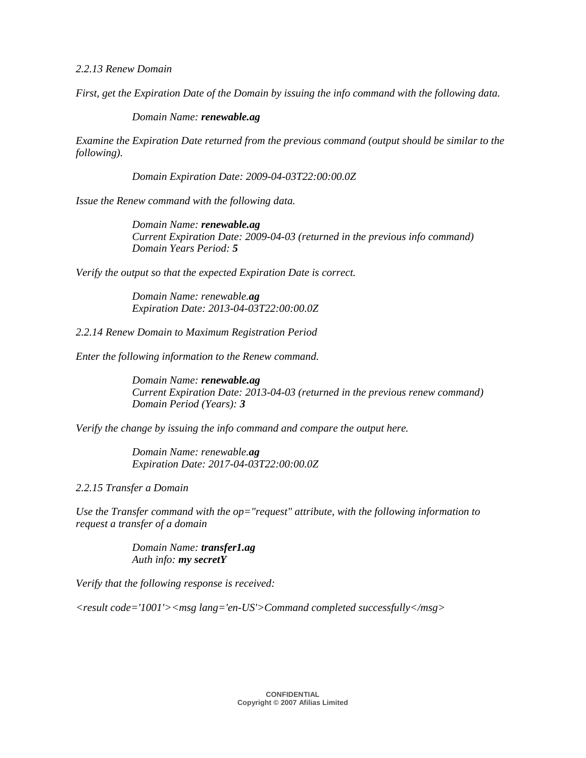*2.2.13 Renew Domain*

*First, get the Expiration Date of the Domain by issuing the info command with the following data.*

> *Domain Name:* ***renewable.ag***

*Examine the Expiration Date returned from the previous command (output should be similar to the following).*

> *Domain Expiration Date: 2009-04-03T22:00:00.0Z*

*Issue the Renew command with the following data.*

> *Domain Name:* ***renewable.ag***
> *Current Expiration Date: 2009-04-03 (returned in the previous info command)*
> *Domain Years Period:* ***5***

*Verify the output so that the expected Expiration Date is correct.*

> *Domain Name: renewable.**ag***
> *Expiration Date: 2013-04-03T22:00:00.0Z*

*2.2.14 Renew Domain to Maximum Registration Period*

*Enter the following information to the Renew command.*

> *Domain Name:* ***renewable.ag***
> *Current Expiration Date: 2013-04-03 (returned in the previous renew command)*
> *Domain Period (Years):* ***3***

*Verify the change by issuing the info command and compare the output here.*

> *Domain Name: renewable.**ag***
> *Expiration Date: 2017-04-03T22:00:00.0Z*

*2.2.15 Transfer a Domain*

*Use the Transfer command with the op="request" attribute, with the following information to request a transfer of a domain*

> *Domain Name:* ***transfer1.ag***
> *Auth info:* ***my secretY***

*Verify that the following response is received:*

*<result code='1001'><msg lang='en-US'>Command completed successfully</msg>*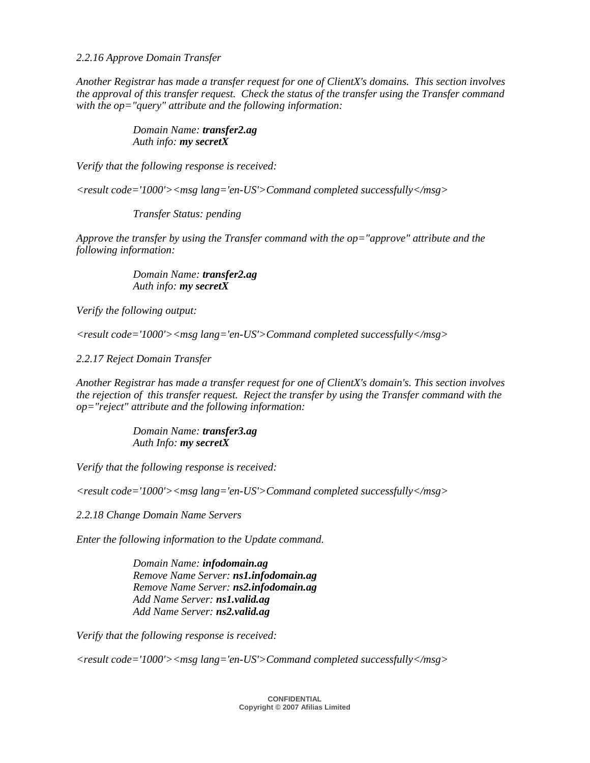*2.2.16 Approve Domain Transfer*

*Another Registrar has made a transfer request for one of ClientX's domains. This section involves the approval of this transfer request. Check the status of the transfer using the Transfer command with the op="query" attribute and the following information:*

> *Domain Name:* ***transfer2.ag***
> *Auth info:* ***my secretX***

*Verify that the following response is received:*

*<result code='1000'><msg lang='en-US'>Command completed successfully</msg>*

> *Transfer Status: pending*

*Approve the transfer by using the Transfer command with the op="approve" attribute and the following information:*

> *Domain Name:* ***transfer2.ag***
> *Auth info:* ***my secretX***

*Verify the following output:*

*<result code='1000'><msg lang='en-US'>Command completed successfully</msg>*

*2.2.17 Reject Domain Transfer*

*Another Registrar has made a transfer request for one of ClientX's domain's. This section involves the rejection of this transfer request. Reject the transfer by using the Transfer command with the op="reject" attribute and the following information:*

> *Domain Name:* ***transfer3.ag***
> *Auth Info:* ***my secretX***

*Verify that the following response is received:*

*<result code='1000'><msg lang='en-US'>Command completed successfully</msg>*

*2.2.18 Change Domain Name Servers*

*Enter the following information to the Update command.*

> *Domain Name:* ***infodomain.ag***
> *Remove Name Server:* ***ns1.infodomain.ag***
> *Remove Name Server:* ***ns2.infodomain.ag***
> *Add Name Server:* ***ns1.valid.ag***
> *Add Name Server:* ***ns2.valid.ag***

*Verify that the following response is received:*

*<result code='1000'><msg lang='en-US'>Command completed successfully</msg>*

**CONFIDENTIAL**
**Copyright © 2007 Afilias Limited**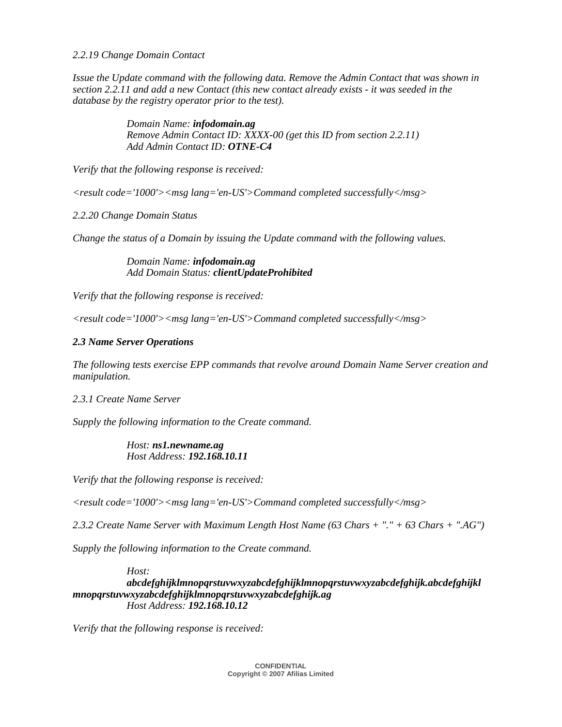*2.2.19 Change Domain Contact*

*Issue the Update command with the following data. Remove the Admin Contact that was shown in section 2.2.11 and add a new Contact (this new contact already exists - it was seeded in the database by the registry operator prior to the test).*

> *Domain Name:* ***infodomain.ag***
> *Remove Admin Contact ID: XXXX-00 (get this ID from section 2.2.11)*
> *Add Admin Contact ID:* ***OTNE-C4***

*Verify that the following response is received:*

*<result code='1000'><msg lang='en-US'>Command completed successfully</msg>*

*2.2.20 Change Domain Status*

*Change the status of a Domain by issuing the Update command with the following values.*

> *Domain Name:* ***infodomain.ag***
> *Add Domain Status:* ***clientUpdateProhibited***

*Verify that the following response is received:*

*<result code='1000'><msg lang='en-US'>Command completed successfully</msg>*

***2.3 Name Server Operations***

*The following tests exercise EPP commands that revolve around Domain Name Server creation and manipulation.*

*2.3.1 Create Name Server*

*Supply the following information to the Create command.*

> *Host:* ***ns1.newname.ag***
> *Host Address:* ***192.168.10.11***

*Verify that the following response is received:*

*<result code='1000'><msg lang='en-US'>Command completed successfully</msg>*

*2.3.2 Create Name Server with Maximum Length Host Name (63 Chars + "." + 63 Chars + ".AG")*

*Supply the following information to the Create command.*

> *Host:*
> ***abcdefghijklmnopqrstuvwxyzabcdefghijklmnopqrstuvwxyzabcdefghijk.abcdefghijklmnopqrstuvwxyzabcdefghijklmnopqrstuvwxyzabcdefghijk.ag***
> *Host Address:* ***192.168.10.12***

*Verify that the following response is received:*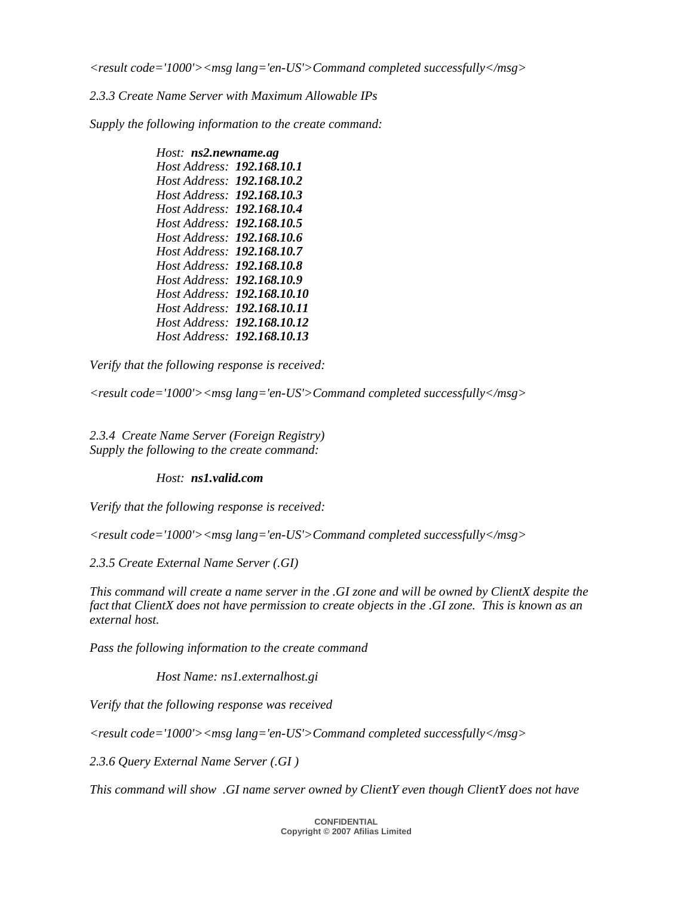*<result code='1000'><msg lang='en-US'>Command completed successfully</msg>*

*2.3.3 Create Name Server with Maximum Allowable IPs*

*Supply the following information to the create command:*

> *Host:* ***ns2.newname.ag***
> *Host Address:* ***192.168.10.1***
> *Host Address:* ***192.168.10.2***
> *Host Address:* ***192.168.10.3***
> *Host Address:* ***192.168.10.4***
> *Host Address:* ***192.168.10.5***
> *Host Address:* ***192.168.10.6***
> *Host Address:* ***192.168.10.7***
> *Host Address:* ***192.168.10.8***
> *Host Address:* ***192.168.10.9***
> *Host Address:* ***192.168.10.10***
> *Host Address:* ***192.168.10.11***
> *Host Address:* ***192.168.10.12***
> *Host Address:* ***192.168.10.13***

*Verify that the following response is received:*

*<result code='1000'><msg lang='en-US'>Command completed successfully</msg>*

*2.3.4 Create Name Server (Foreign Registry)*
*Supply the following to the create command:*

> *Host:* ***ns1.valid.com***

*Verify that the following response is received:*

*<result code='1000'><msg lang='en-US'>Command completed successfully</msg>*

*2.3.5 Create External Name Server (.GI)*

*This command will create a name server in the .GI zone and will be owned by ClientX despite the fact that ClientX does not have permission to create objects in the .GI zone. This is known as an external host.*

*Pass the following information to the create command*

> *Host Name: ns1.externalhost.gi*

*Verify that the following response was received*

*<result code='1000'><msg lang='en-US'>Command completed successfully</msg>*

*2.3.6 Query External Name Server (.GI )*

*This command will show .GI name server owned by ClientY even though ClientY does not have*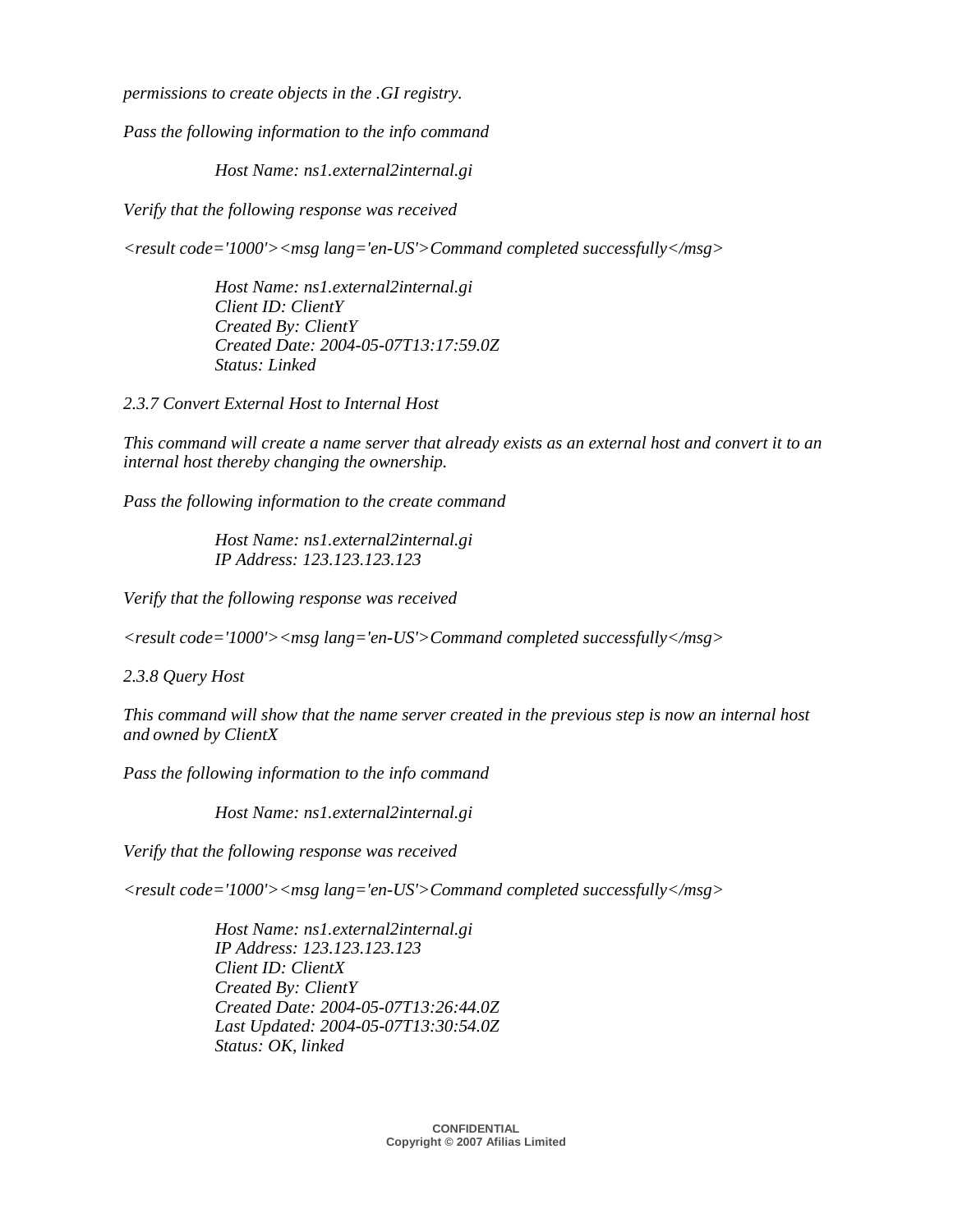*permissions to create objects in the .GI registry.*

*Pass the following information to the info command*

> *Host Name: ns1.external2internal.gi*

*Verify that the following response was received*

*<result code='1000'><msg lang='en-US'>Command completed successfully</msg>*

> *Host Name: ns1.external2internal.gi*
> *Client ID: ClientY*
> *Created By: ClientY*
> *Created Date: 2004-05-07T13:17:59.0Z*
> *Status: Linked*

### *2.3.7 Convert External Host to Internal Host*

*This command will create a name server that already exists as an external host and convert it to an internal host thereby changing the ownership.*

*Pass the following information to the create command*

> *Host Name: ns1.external2internal.gi*
> *IP Address: 123.123.123.123*

*Verify that the following response was received*

*<result code='1000'><msg lang='en-US'>Command completed successfully</msg>*

### *2.3.8 Query Host*

*This command will show that the name server created in the previous step is now an internal host and owned by ClientX*

*Pass the following information to the info command*

> *Host Name: ns1.external2internal.gi*

*Verify that the following response was received*

*<result code='1000'><msg lang='en-US'>Command completed successfully</msg>*

> *Host Name: ns1.external2internal.gi*
> *IP Address: 123.123.123.123*
> *Client ID: ClientX*
> *Created By: ClientY*
> *Created Date: 2004-05-07T13:26:44.0Z*
> *Last Updated: 2004-05-07T13:30:54.0Z*
> *Status: OK, linked*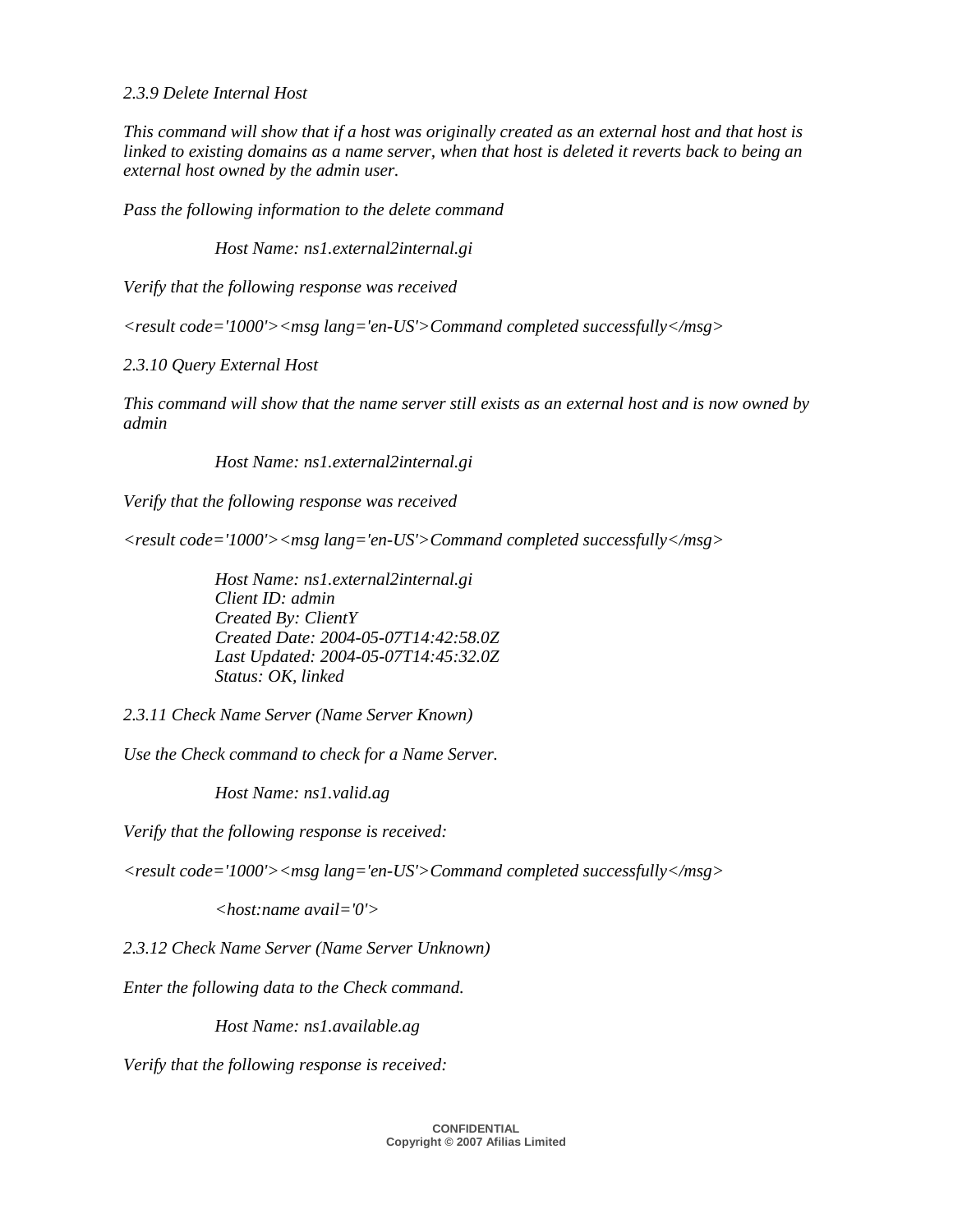*2.3.9 Delete Internal Host*

*This command will show that if a host was originally created as an external host and that host is linked to existing domains as a name server, when that host is deleted it reverts back to being an external host owned by the admin user.*

*Pass the following information to the delete command*

*Host Name: ns1.external2internal.gi*

*Verify that the following response was received*

*<result code='1000'><msg lang='en-US'>Command completed successfully</msg>*

*2.3.10 Query External Host*

*This command will show that the name server still exists as an external host and is now owned by admin*

*Host Name: ns1.external2internal.gi*

*Verify that the following response was received*

*<result code='1000'><msg lang='en-US'>Command completed successfully</msg>*

*Host Name: ns1.external2internal.gi*
*Client ID: admin*
*Created By: ClientY*
*Created Date: 2004-05-07T14:42:58.0Z*
*Last Updated: 2004-05-07T14:45:32.0Z*
*Status: OK, linked*

*2.3.11 Check Name Server (Name Server Known)*

*Use the Check command to check for a Name Server.*

*Host Name: ns1.valid.ag*

*Verify that the following response is received:*

*<result code='1000'><msg lang='en-US'>Command completed successfully</msg>*

*<host:name avail='0'>*

*2.3.12 Check Name Server (Name Server Unknown)*

*Enter the following data to the Check command.*

*Host Name: ns1.available.ag*

*Verify that the following response is received:*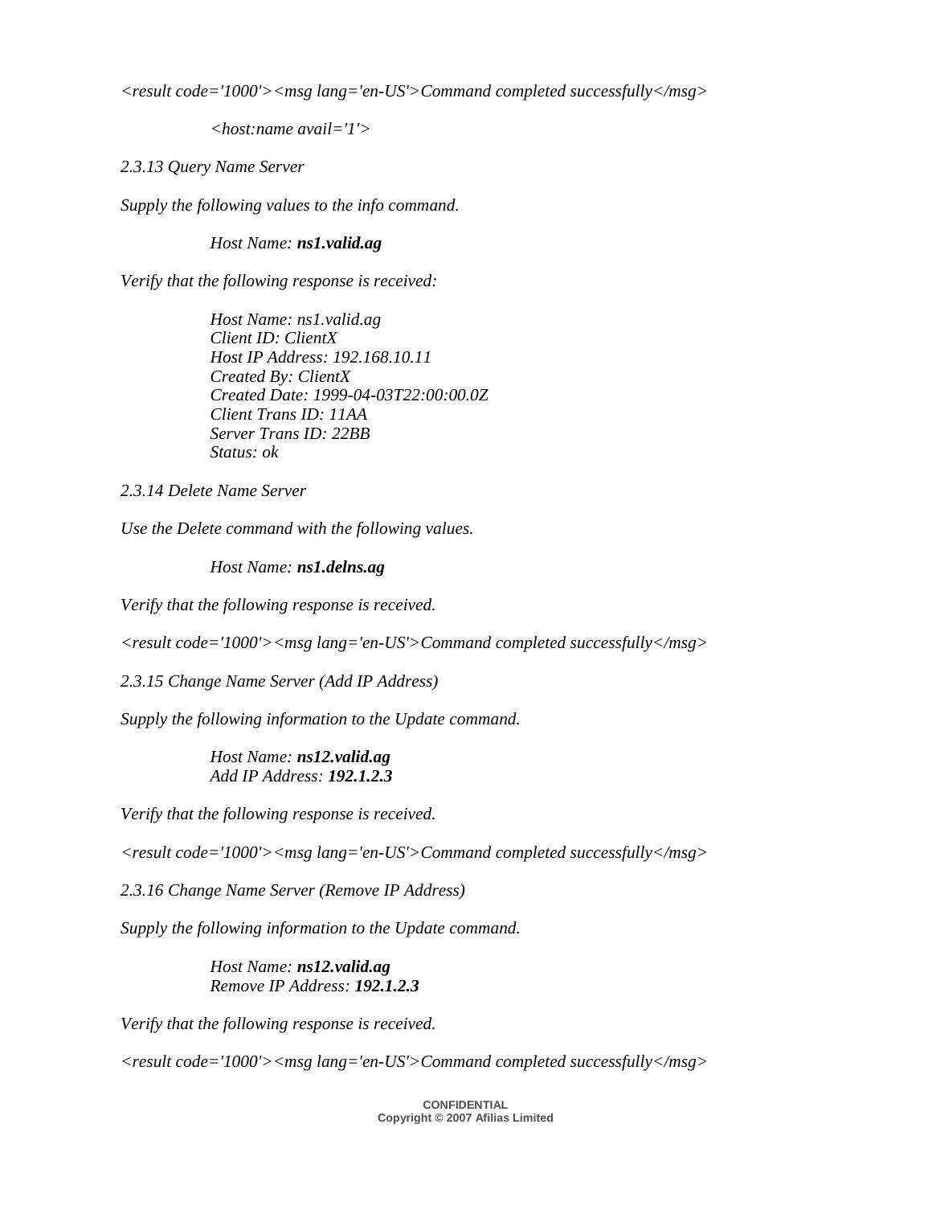*<result code='1000'><msg lang='en-US'>Command completed successfully</msg>*

*<host:name avail='1'>*

*2.3.13 Query Name Server*

*Supply the following values to the info command.*

*Host Name: **ns1.valid.ag***

*Verify that the following response is received:*

*Host Name: ns1.valid.ag*
*Client ID: ClientX*
*Host IP Address: 192.168.10.11*
*Created By: ClientX*
*Created Date: 1999-04-03T22:00:00.0Z*
*Client Trans ID: 11AA*
*Server Trans ID: 22BB*
*Status: ok*

*2.3.14 Delete Name Server*

*Use the Delete command with the following values.*

*Host Name: **ns1.delns.ag***

*Verify that the following response is received.*

*<result code='1000'><msg lang='en-US'>Command completed successfully</msg>*

*2.3.15 Change Name Server (Add IP Address)*

*Supply the following information to the Update command.*

*Host Name: **ns12.valid.ag***
*Add IP Address: **192.1.2.3***

*Verify that the following response is received.*

*<result code='1000'><msg lang='en-US'>Command completed successfully</msg>*

*2.3.16 Change Name Server (Remove IP Address)*

*Supply the following information to the Update command.*

*Host Name: **ns12.valid.ag***
*Remove IP Address: **192.1.2.3***

*Verify that the following response is received.*

*<result code='1000'><msg lang='en-US'>Command completed successfully</msg>*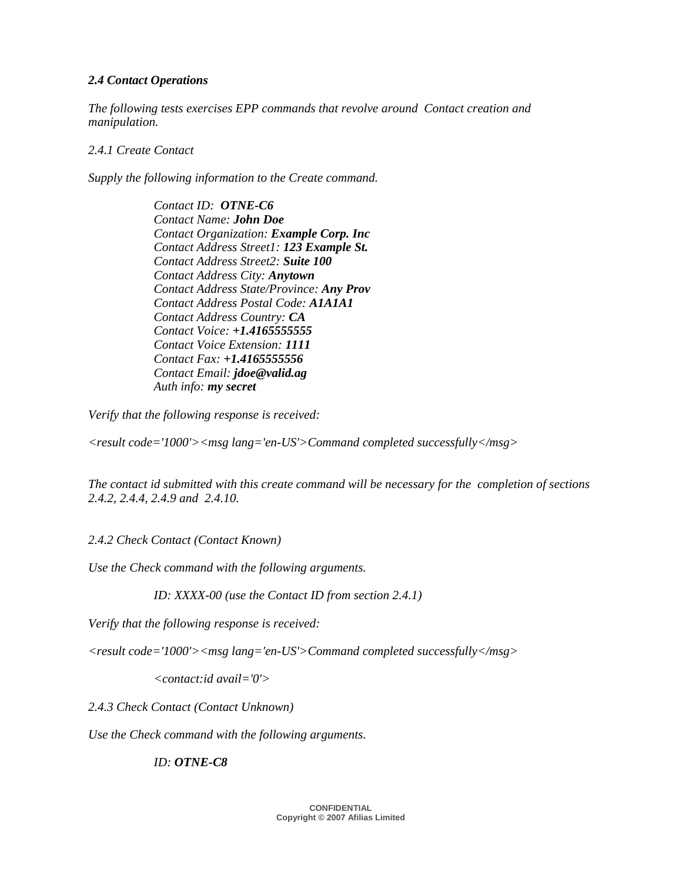### *2.4 Contact Operations*

*The following tests exercises EPP commands that revolve around Contact creation and manipulation.*

*2.4.1 Create Contact*

*Supply the following information to the Create command.*

> *Contact ID:* ***OTNE-C6***
> *Contact Name:* ***John Doe***
> *Contact Organization:* ***Example Corp. Inc***
> *Contact Address Street1:* ***123 Example St.***
> *Contact Address Street2:* ***Suite 100***
> *Contact Address City:* ***Anytown***
> *Contact Address State/Province:* ***Any Prov***
> *Contact Address Postal Code:* ***A1A1A1***
> *Contact Address Country:* ***CA***
> *Contact Voice:* ***+1.4165555555***
> *Contact Voice Extension:* ***1111***
> *Contact Fax:* ***+1.4165555556***
> *Contact Email:* ***jdoe@valid.ag***
> *Auth info:* ***my secret***

*Verify that the following response is received:*

*<result code='1000'><msg lang='en-US'>Command completed successfully</msg>*

*The contact id submitted with this create command will be necessary for the completion of sections 2.4.2, 2.4.4, 2.4.9 and 2.4.10.*

*2.4.2 Check Contact (Contact Known)*

*Use the Check command with the following arguments.*

> *ID: XXXX-00 (use the Contact ID from section 2.4.1)*

*Verify that the following response is received:*

*<result code='1000'><msg lang='en-US'>Command completed successfully</msg>*

> *<contact:id avail='0'>*

*2.4.3 Check Contact (Contact Unknown)*

*Use the Check command with the following arguments.*

> *ID:* ***OTNE-C8***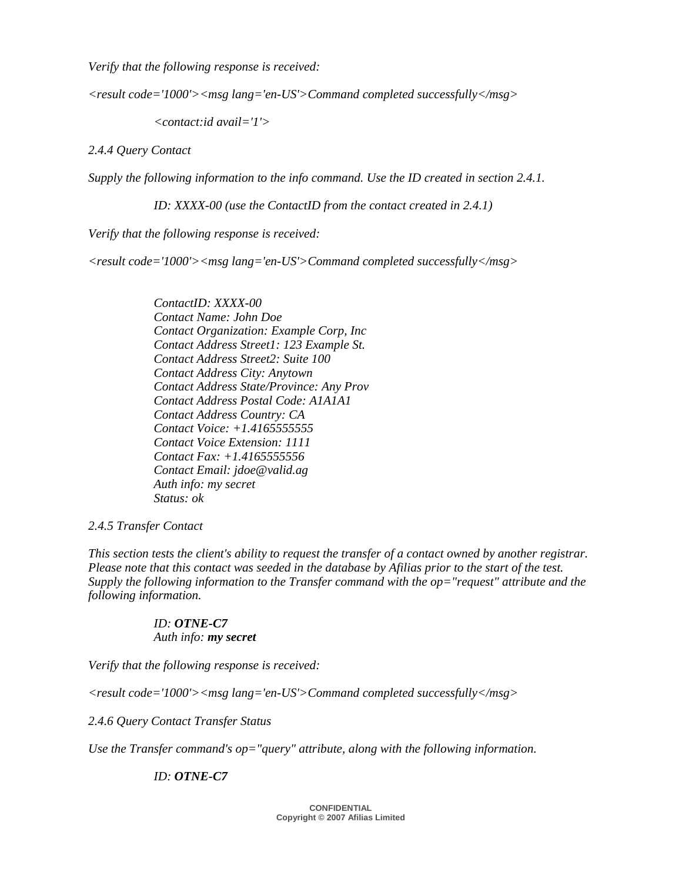*Verify that the following response is received:*

*<result code='1000'><msg lang='en-US'>Command completed successfully</msg>*

*<contact:id avail='1'>*

*2.4.4 Query Contact*

*Supply the following information to the info command. Use the ID created in section 2.4.1.*

*ID: XXXX-00 (use the ContactID from the contact created in 2.4.1)*

*Verify that the following response is received:*

*<result code='1000'><msg lang='en-US'>Command completed successfully</msg>*

*ContactID: XXXX-00*
*Contact Name: John Doe*
*Contact Organization: Example Corp, Inc*
*Contact Address Street1: 123 Example St.*
*Contact Address Street2: Suite 100*
*Contact Address City: Anytown*
*Contact Address State/Province: Any Prov*
*Contact Address Postal Code: A1A1A1*
*Contact Address Country: CA*
*Contact Voice: +1.4165555555*
*Contact Voice Extension: 1111*
*Contact Fax: +1.4165555556*
*Contact Email: jdoe@valid.ag*
*Auth info: my secret*
*Status: ok*

*2.4.5 Transfer Contact*

*This section tests the client's ability to request the transfer of a contact owned by another registrar. Please note that this contact was seeded in the database by Afilias prior to the start of the test. Supply the following information to the Transfer command with the op="request" attribute and the following information.*

*ID: **OTNE-C7***
*Auth info: **my secret***

*Verify that the following response is received:*

*<result code='1000'><msg lang='en-US'>Command completed successfully</msg>*

*2.4.6 Query Contact Transfer Status*

*Use the Transfer command's op="query" attribute, along with the following information.*

*ID: **OTNE-C7***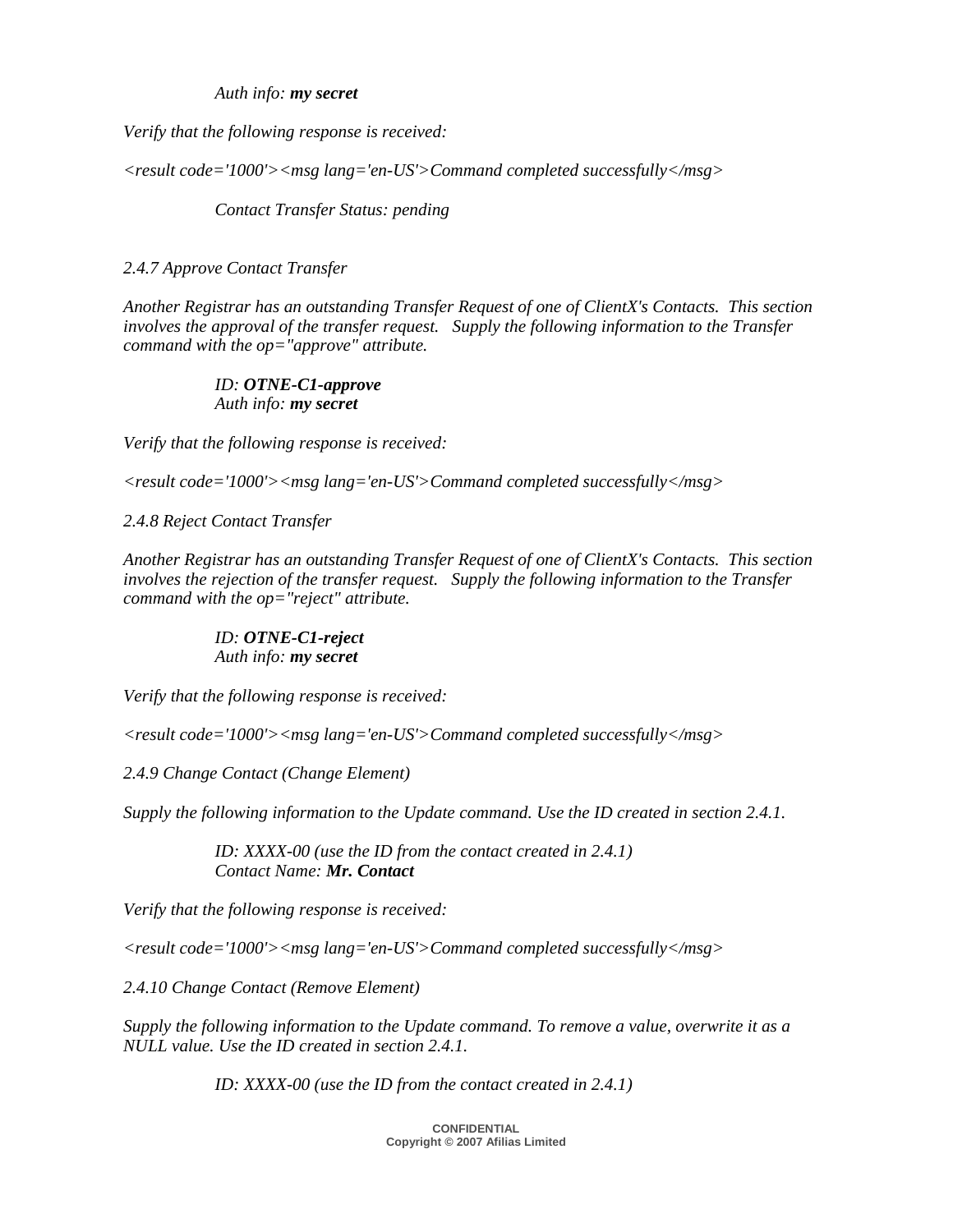*Auth info: **my secret***

*Verify that the following response is received:*

*<result code='1000'><msg lang='en-US'>Command completed successfully</msg>*

*Contact Transfer Status: pending*

*2.4.7 Approve Contact Transfer*

*Another Registrar has an outstanding Transfer Request of one of ClientX's Contacts. This section involves the approval of the transfer request. Supply the following information to the Transfer command with the op="approve" attribute.*

*ID: **OTNE-C1-approve***
*Auth info: **my secret***

*Verify that the following response is received:*

*<result code='1000'><msg lang='en-US'>Command completed successfully</msg>*

*2.4.8 Reject Contact Transfer*

*Another Registrar has an outstanding Transfer Request of one of ClientX's Contacts. This section involves the rejection of the transfer request. Supply the following information to the Transfer command with the op="reject" attribute.*

*ID: **OTNE-C1-reject***
*Auth info: **my secret***

*Verify that the following response is received:*

*<result code='1000'><msg lang='en-US'>Command completed successfully</msg>*

*2.4.9 Change Contact (Change Element)*

*Supply the following information to the Update command. Use the ID created in section 2.4.1.*

*ID: XXXX-00 (use the ID from the contact created in 2.4.1)*
*Contact Name: **Mr. Contact***

*Verify that the following response is received:*

*<result code='1000'><msg lang='en-US'>Command completed successfully</msg>*

*2.4.10 Change Contact (Remove Element)*

*Supply the following information to the Update command. To remove a value, overwrite it as a NULL value. Use the ID created in section 2.4.1.*

*ID: XXXX-00 (use the ID from the contact created in 2.4.1)*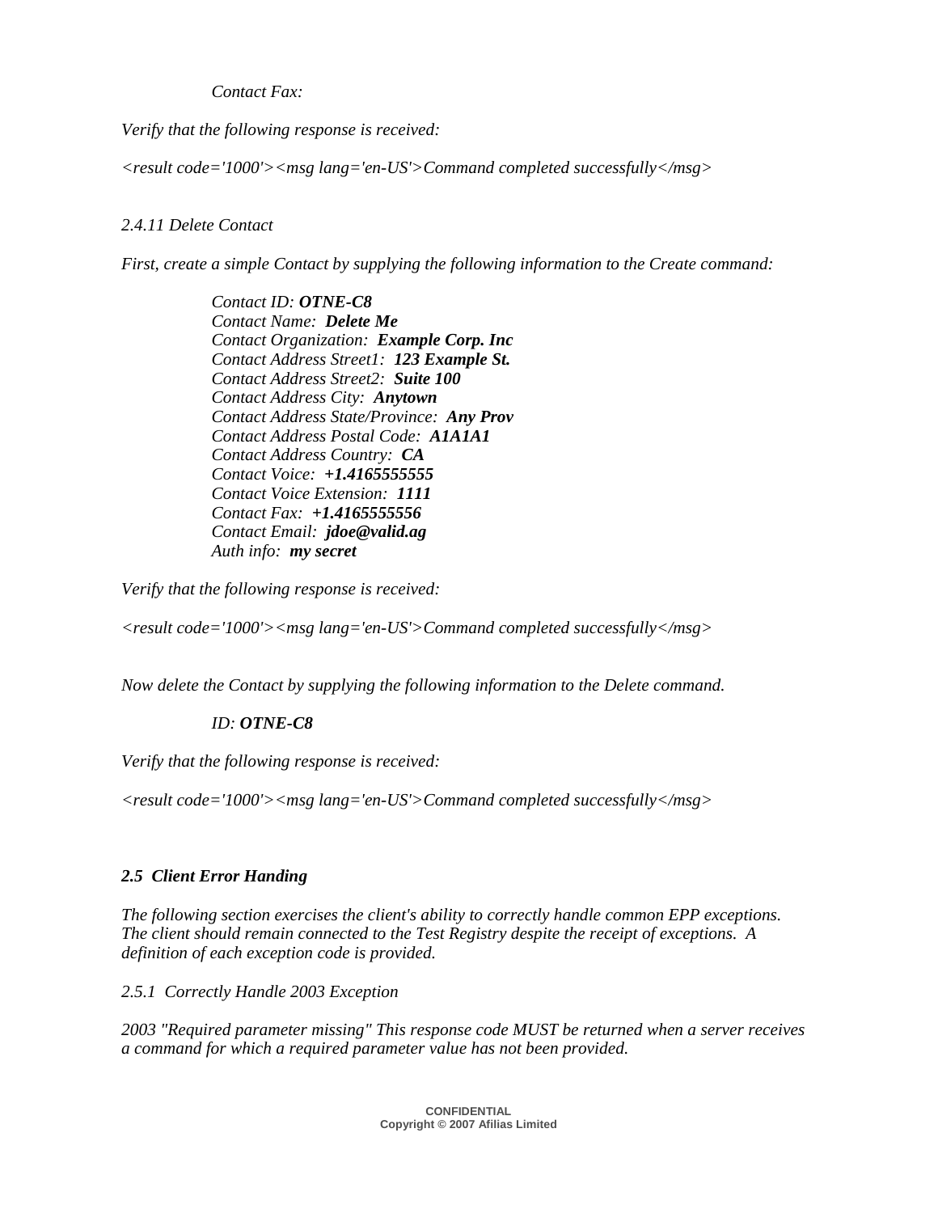*Contact Fax:*

*Verify that the following response is received:*

*<result code='1000'><msg lang='en-US'>Command completed successfully</msg>*

*2.4.11 Delete Contact*

*First, create a simple Contact by supplying the following information to the Create command:*

*Contact ID: **OTNE-C8***
*Contact Name: **Delete Me***
*Contact Organization: **Example Corp. Inc***
*Contact Address Street1: **123 Example St.***
*Contact Address Street2: **Suite 100***
*Contact Address City: **Anytown***
*Contact Address State/Province: **Any Prov***
*Contact Address Postal Code: **A1A1A1***
*Contact Address Country: **CA***
*Contact Voice: **+1.4165555555***
*Contact Voice Extension: **1111***
*Contact Fax: **+1.4165555556***
*Contact Email: **jdoe@valid.ag***
*Auth info: **my secret***

*Verify that the following response is received:*

*<result code='1000'><msg lang='en-US'>Command completed successfully</msg>*

*Now delete the Contact by supplying the following information to the Delete command.*

*ID: **OTNE-C8***

*Verify that the following response is received:*

*<result code='1000'><msg lang='en-US'>Command completed successfully</msg>*

### *2.5 Client Error Handing*

*The following section exercises the client's ability to correctly handle common EPP exceptions. The client should remain connected to the Test Registry despite the receipt of exceptions. A definition of each exception code is provided.*

*2.5.1 Correctly Handle 2003 Exception*

*2003 "Required parameter missing" This response code MUST be returned when a server receives a command for which a required parameter value has not been provided.*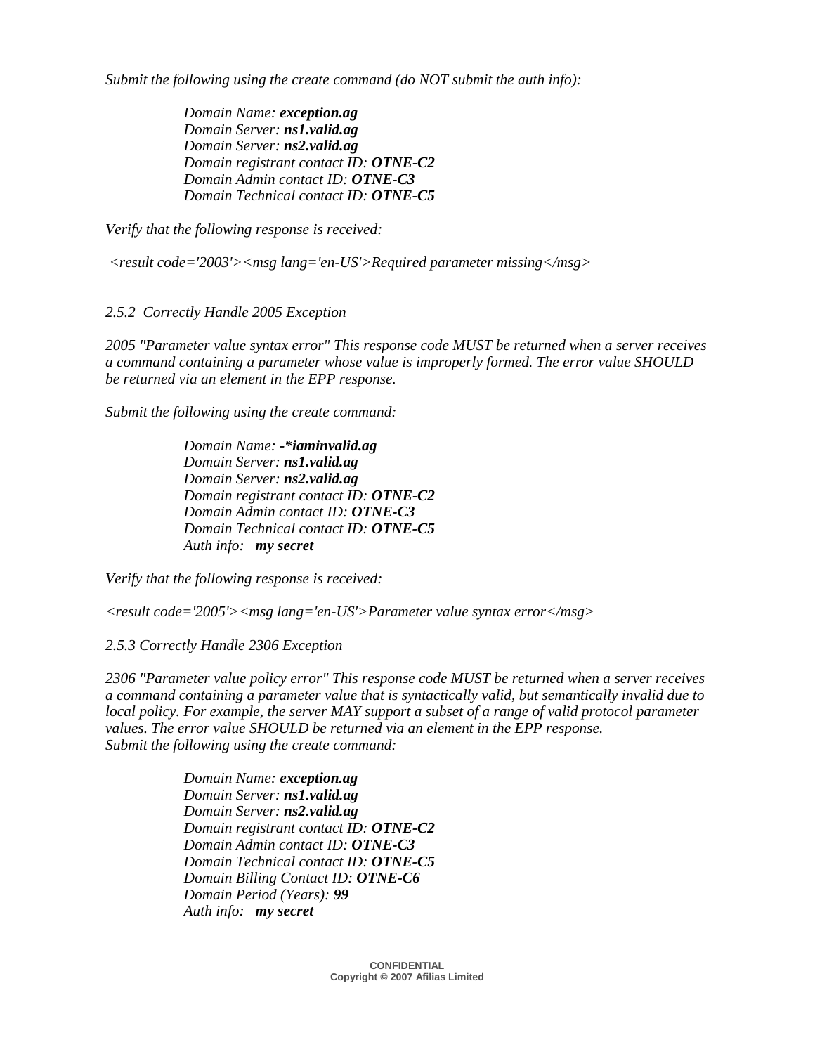*Submit the following using the create command (do NOT submit the auth info):*

> *Domain Name:* ***exception.ag***
> *Domain Server:* ***ns1.valid.ag***
> *Domain Server:* ***ns2.valid.ag***
> *Domain registrant contact ID:* ***OTNE-C2***
> *Domain Admin contact ID:* ***OTNE-C3***
> *Domain Technical contact ID:* ***OTNE-C5***

*Verify that the following response is received:*

*<result code='2003'><msg lang='en-US'>Required parameter missing</msg>*

### *2.5.2 Correctly Handle 2005 Exception*

*2005 "Parameter value syntax error" This response code MUST be returned when a server receives a command containing a parameter whose value is improperly formed. The error value SHOULD be returned via an element in the EPP response.*

*Submit the following using the create command:*

> *Domain Name:* ***-*iaminvalid.ag***
> *Domain Server:* ***ns1.valid.ag***
> *Domain Server:* ***ns2.valid.ag***
> *Domain registrant contact ID:* ***OTNE-C2***
> *Domain Admin contact ID:* ***OTNE-C3***
> *Domain Technical contact ID:* ***OTNE-C5***
> *Auth info:* ***my secret***

*Verify that the following response is received:*

*<result code='2005'><msg lang='en-US'>Parameter value syntax error</msg>*

### *2.5.3 Correctly Handle 2306 Exception*

*2306 "Parameter value policy error" This response code MUST be returned when a server receives a command containing a parameter value that is syntactically valid, but semantically invalid due to local policy. For example, the server MAY support a subset of a range of valid protocol parameter values. The error value SHOULD be returned via an element in the EPP response.*
*Submit the following using the create command:*

> *Domain Name:* ***exception.ag***
> *Domain Server:* ***ns1.valid.ag***
> *Domain Server:* ***ns2.valid.ag***
> *Domain registrant contact ID:* ***OTNE-C2***
> *Domain Admin contact ID:* ***OTNE-C3***
> *Domain Technical contact ID:* ***OTNE-C5***
> *Domain Billing Contact ID:* ***OTNE-C6***
> *Domain Period (Years):* ***99***
> *Auth info:* ***my secret***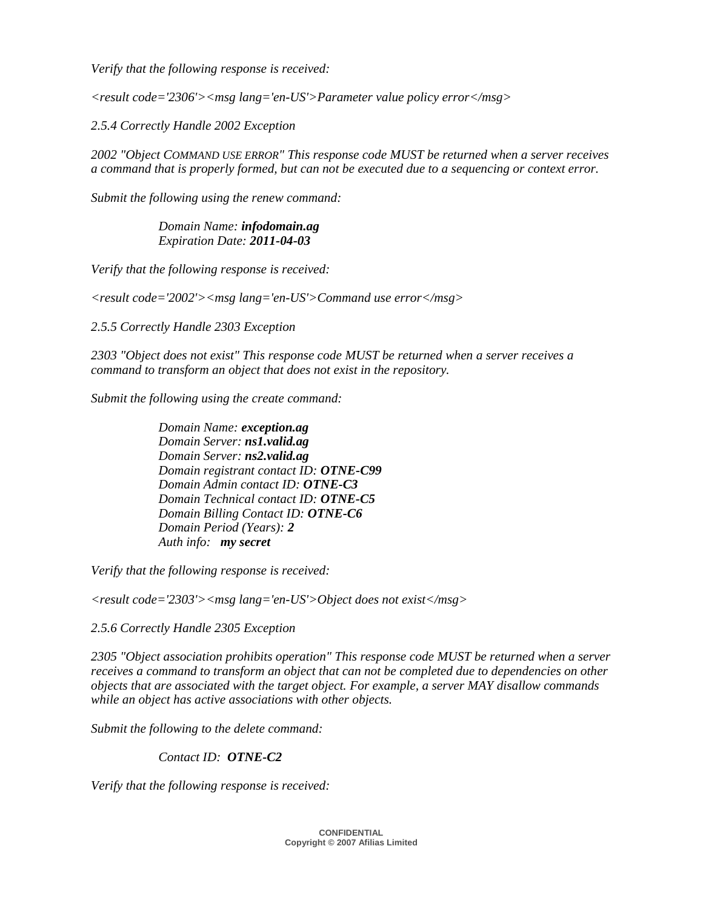*Verify that the following response is received:*

*<result code='2306'><msg lang='en-US'>Parameter value policy error</msg>*

*2.5.4 Correctly Handle 2002 Exception*

*2002 "Object COMMAND USE ERROR" This response code MUST be returned when a server receives a command that is properly formed, but can not be executed due to a sequencing or context error.*

*Submit the following using the renew command:*

> *Domain Name:* ***infodomain.ag***
> *Expiration Date:* ***2011-04-03***

*Verify that the following response is received:*

*<result code='2002'><msg lang='en-US'>Command use error</msg>*

*2.5.5 Correctly Handle 2303 Exception*

*2303 "Object does not exist" This response code MUST be returned when a server receives a command to transform an object that does not exist in the repository.*

*Submit the following using the create command:*

> *Domain Name:* ***exception.ag***
> *Domain Server:* ***ns1.valid.ag***
> *Domain Server:* ***ns2.valid.ag***
> *Domain registrant contact ID:* ***OTNE-C99***
> *Domain Admin contact ID:* ***OTNE-C3***
> *Domain Technical contact ID:* ***OTNE-C5***
> *Domain Billing Contact ID:* ***OTNE-C6***
> *Domain Period (Years):* ***2***
> *Auth info:* ***my secret***

*Verify that the following response is received:*

*<result code='2303'><msg lang='en-US'>Object does not exist</msg>*

*2.5.6 Correctly Handle 2305 Exception*

*2305 "Object association prohibits operation" This response code MUST be returned when a server receives a command to transform an object that can not be completed due to dependencies on other objects that are associated with the target object. For example, a server MAY disallow commands while an object has active associations with other objects.*

*Submit the following to the delete command:*

> *Contact ID:* ***OTNE-C2***

*Verify that the following response is received:*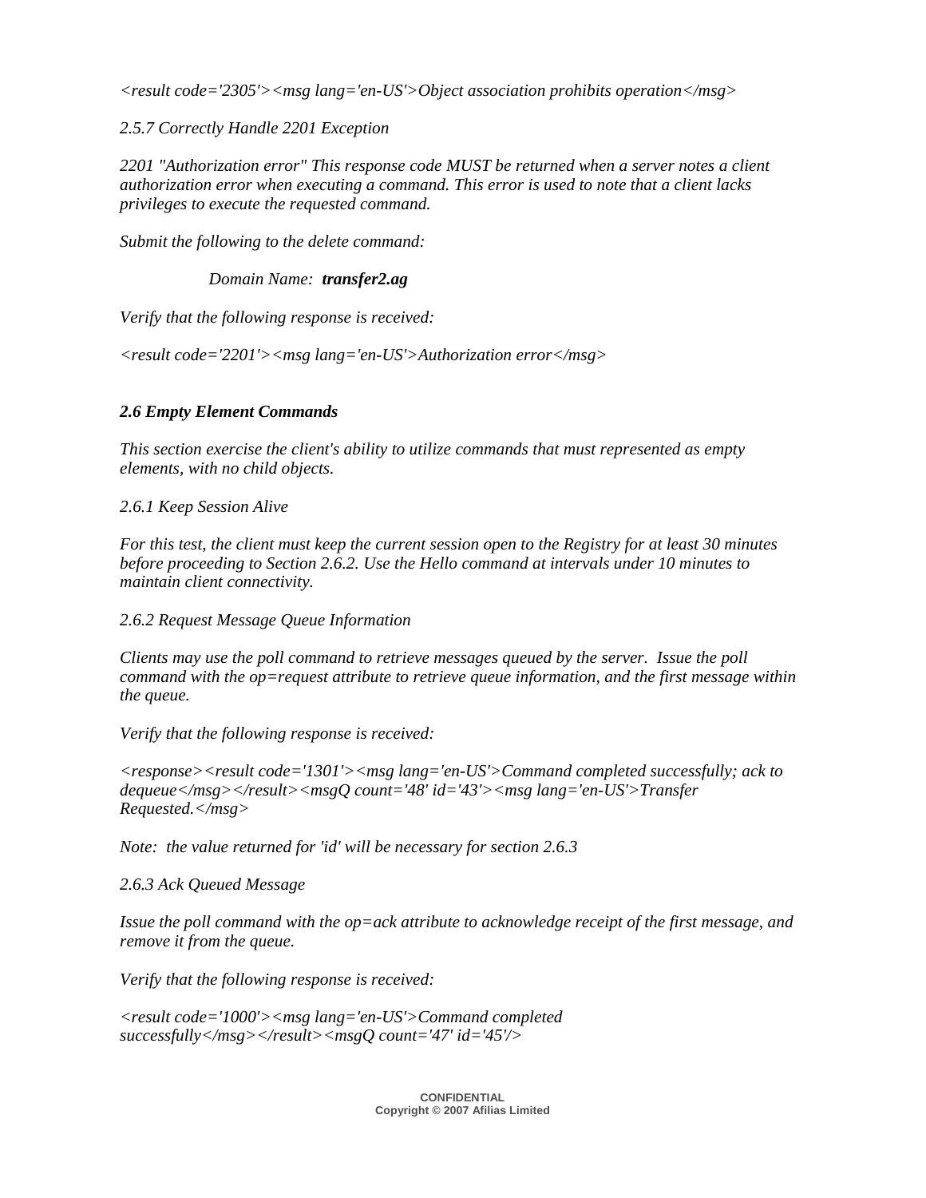*<result code='2305'><msg lang='en-US'>Object association prohibits operation</msg>*

*2.5.7 Correctly Handle 2201 Exception*

*2201 "Authorization error" This response code MUST be returned when a server notes a client authorization error when executing a command. This error is used to note that a client lacks privileges to execute the requested command.*

*Submit the following to the delete command:*

*Domain Name:* ***transfer2.ag***

*Verify that the following response is received:*

*<result code='2201'><msg lang='en-US'>Authorization error</msg>*

### *2.6 Empty Element Commands*

*This section exercise the client's ability to utilize commands that must represented as empty elements, with no child objects.*

*2.6.1 Keep Session Alive*

*For this test, the client must keep the current session open to the Registry for at least 30 minutes before proceeding to Section 2.6.2. Use the Hello command at intervals under 10 minutes to maintain client connectivity.*

*2.6.2 Request Message Queue Information*

*Clients may use the poll command to retrieve messages queued by the server. Issue the poll command with the op=request attribute to retrieve queue information, and the first message within the queue.*

*Verify that the following response is received:*

*<response><result code='1301'><msg lang='en-US'>Command completed successfully; ack to dequeue</msg></result><msgQ count='48' id='43'><msg lang='en-US'>Transfer Requested.</msg>*

*Note: the value returned for 'id' will be necessary for section 2.6.3*

*2.6.3 Ack Queued Message*

*Issue the poll command with the op=ack attribute to acknowledge receipt of the first message, and remove it from the queue.*

*Verify that the following response is received:*

*<result code='1000'><msg lang='en-US'>Command completed successfully</msg></result><msgQ count='47' id='45'/>*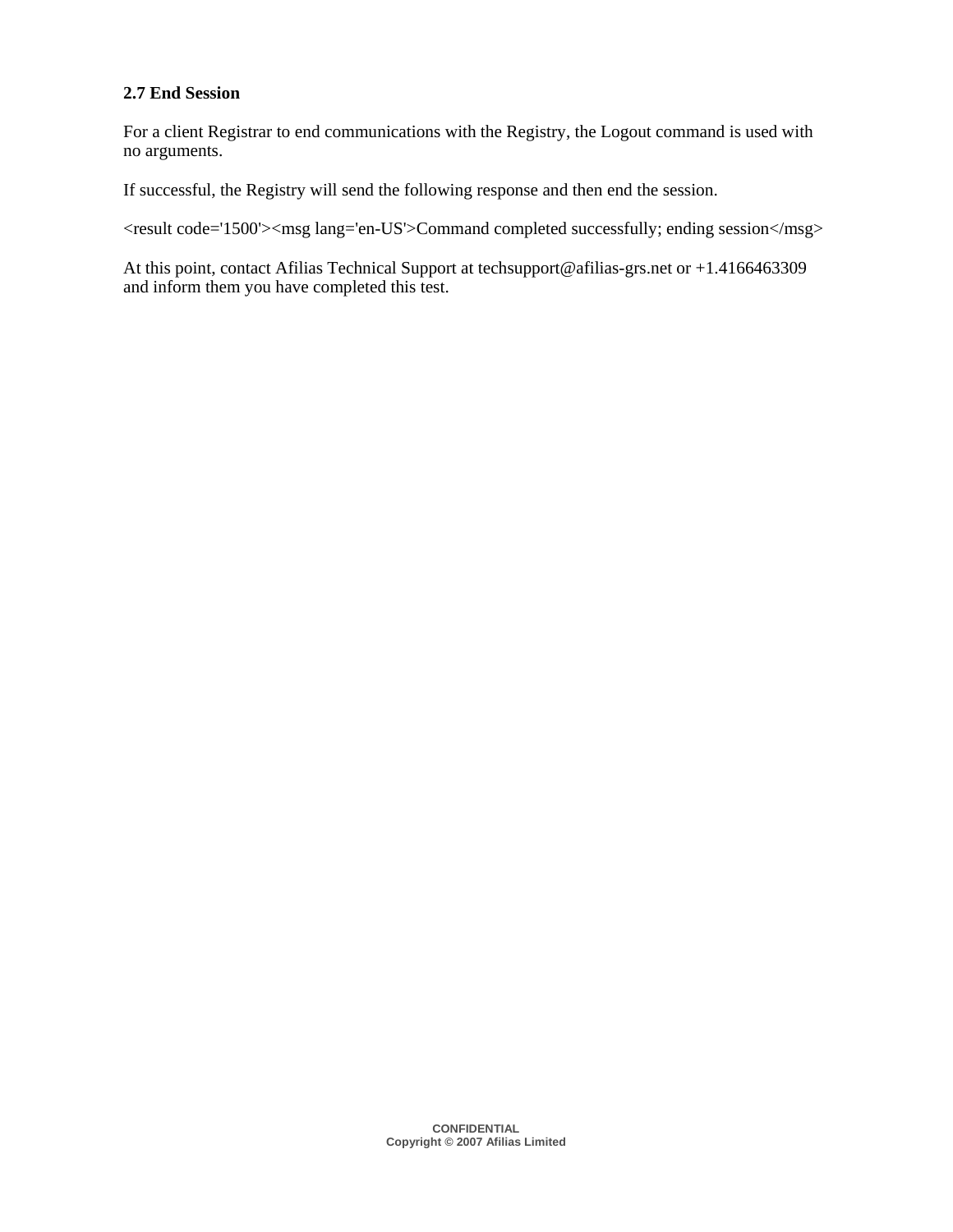### 2.7 End Session

For a client Registrar to end communications with the Registry, the Logout command is used with no arguments.

If successful, the Registry will send the following response and then end the session.

```
<result code='1500'><msg lang='en-US'>Command completed successfully; ending session</msg>
```

At this point, contact Afilias Technical Support at techsupport@afilias-grs.net or +1.4166463309 and inform them you have completed this test.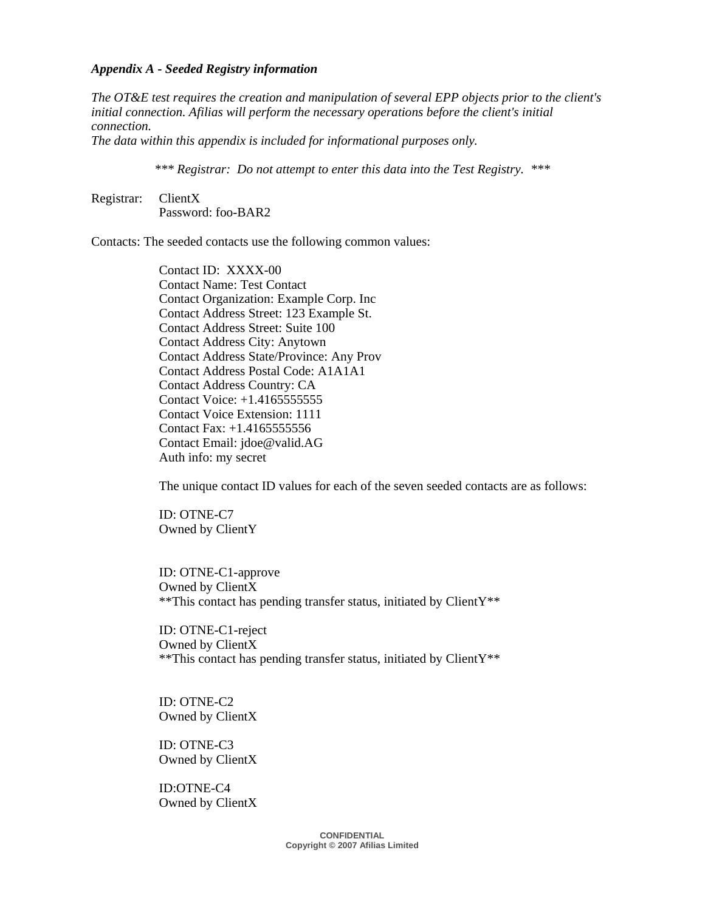### *Appendix A - Seeded Registry information*

*The OT&E test requires the creation and manipulation of several EPP objects prior to the client's initial connection. Afilias will perform the necessary operations before the client's initial connection.*
*The data within this appendix is included for informational purposes only.*

*\*\*\* Registrar: Do not attempt to enter this data into the Test Registry. \*\*\**

Registrar: ClientX
Password: foo-BAR2

Contacts: The seeded contacts use the following common values:

Contact ID: XXXX-00
Contact Name: Test Contact
Contact Organization: Example Corp. Inc
Contact Address Street: 123 Example St.
Contact Address Street: Suite 100
Contact Address City: Anytown
Contact Address State/Province: Any Prov
Contact Address Postal Code: A1A1A1
Contact Address Country: CA
Contact Voice: +1.4165555555
Contact Voice Extension: 1111
Contact Fax: +1.4165555556
Contact Email: jdoe@valid.AG
Auth info: my secret

The unique contact ID values for each of the seven seeded contacts are as follows:

ID: OTNE-C7
Owned by ClientY

ID: OTNE-C1-approve
Owned by ClientX
\*\*This contact has pending transfer status, initiated by ClientY\*\*

ID: OTNE-C1-reject
Owned by ClientX
\*\*This contact has pending transfer status, initiated by ClientY\*\*

ID: OTNE-C2
Owned by ClientX

ID: OTNE-C3
Owned by ClientX

ID:OTNE-C4
Owned by ClientX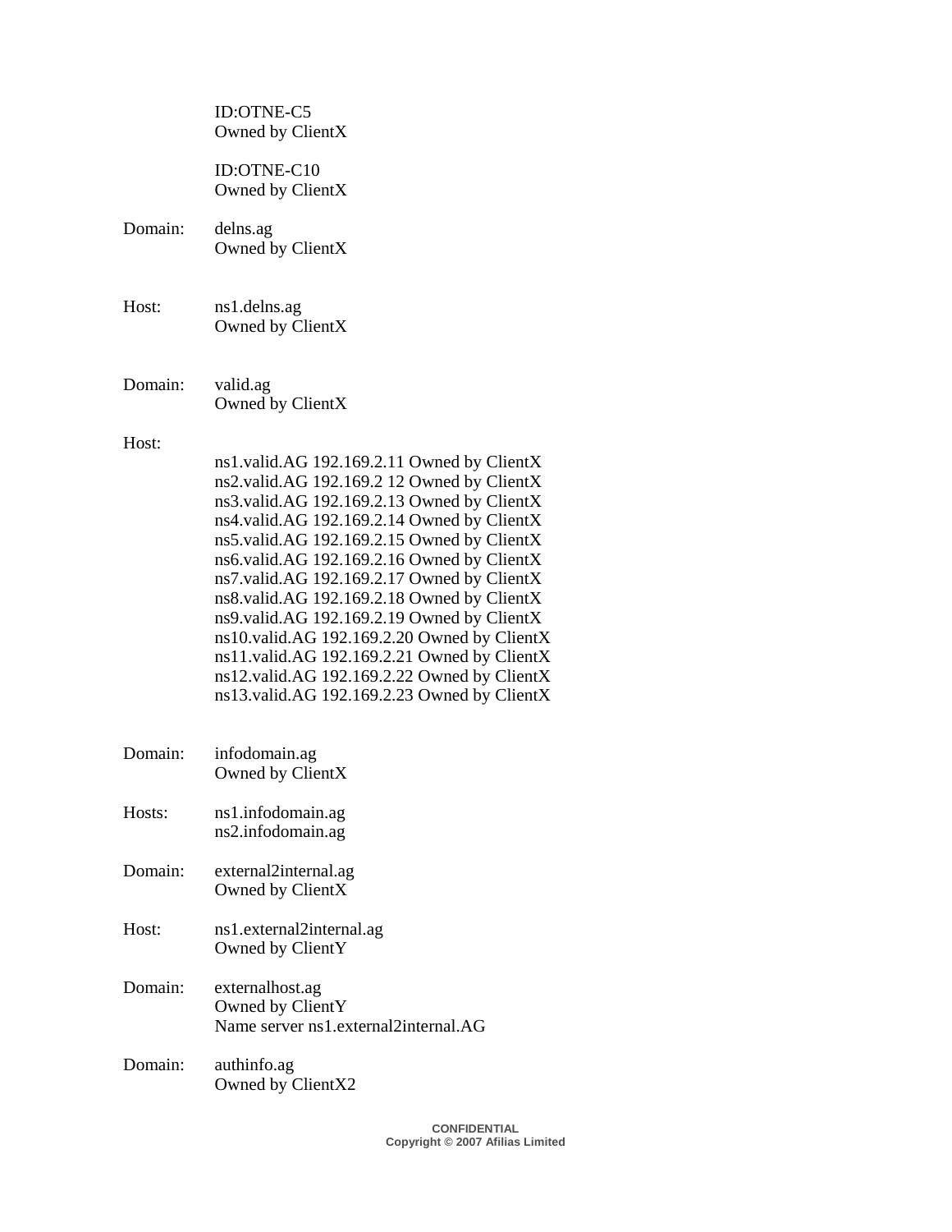ID:OTNE-C5
Owned by ClientX

ID:OTNE-C10
Owned by ClientX

Domain: delns.ag
Owned by ClientX

Host: ns1.delns.ag
Owned by ClientX

Domain: valid.ag
Owned by ClientX

Host:

ns1.valid.AG 192.169.2.11 Owned by ClientX
ns2.valid.AG 192.169.2 12 Owned by ClientX
ns3.valid.AG 192.169.2.13 Owned by ClientX
ns4.valid.AG 192.169.2.14 Owned by ClientX
ns5.valid.AG 192.169.2.15 Owned by ClientX
ns6.valid.AG 192.169.2.16 Owned by ClientX
ns7.valid.AG 192.169.2.17 Owned by ClientX
ns8.valid.AG 192.169.2.18 Owned by ClientX
ns9.valid.AG 192.169.2.19 Owned by ClientX
ns10.valid.AG 192.169.2.20 Owned by ClientX
ns11.valid.AG 192.169.2.21 Owned by ClientX
ns12.valid.AG 192.169.2.22 Owned by ClientX
ns13.valid.AG 192.169.2.23 Owned by ClientX

Domain: infodomain.ag
Owned by ClientX

Hosts: ns1.infodomain.ag
ns2.infodomain.ag

Domain: external2internal.ag
Owned by ClientX

Host: ns1.external2internal.ag
Owned by ClientY

Domain: externalhost.ag
Owned by ClientY
Name server ns1.external2internal.AG

Domain: authinfo.ag
Owned by ClientX2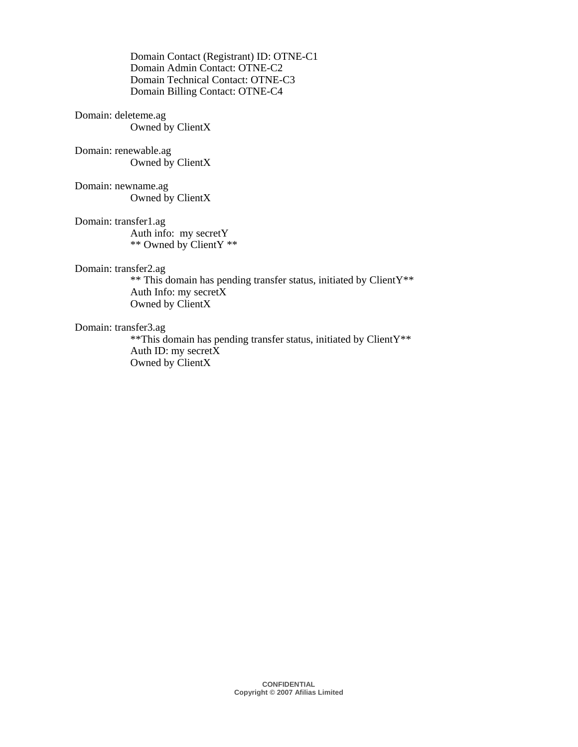Domain Contact (Registrant) ID: OTNE-C1
Domain Admin Contact: OTNE-C2
Domain Technical Contact: OTNE-C3
Domain Billing Contact: OTNE-C4

Domain: deleteme.ag
Owned by ClientX

Domain: renewable.ag
Owned by ClientX

Domain: newname.ag
Owned by ClientX

Domain: transfer1.ag
Auth info: my secretY
** Owned by ClientY **

Domain: transfer2.ag
** This domain has pending transfer status, initiated by ClientY**
Auth Info: my secretX
Owned by ClientX

Domain: transfer3.ag
**This domain has pending transfer status, initiated by ClientY**
Auth ID: my secretX
Owned by ClientX

**CONFIDENTIAL**
**Copyright © 2007 Afilias Limited**